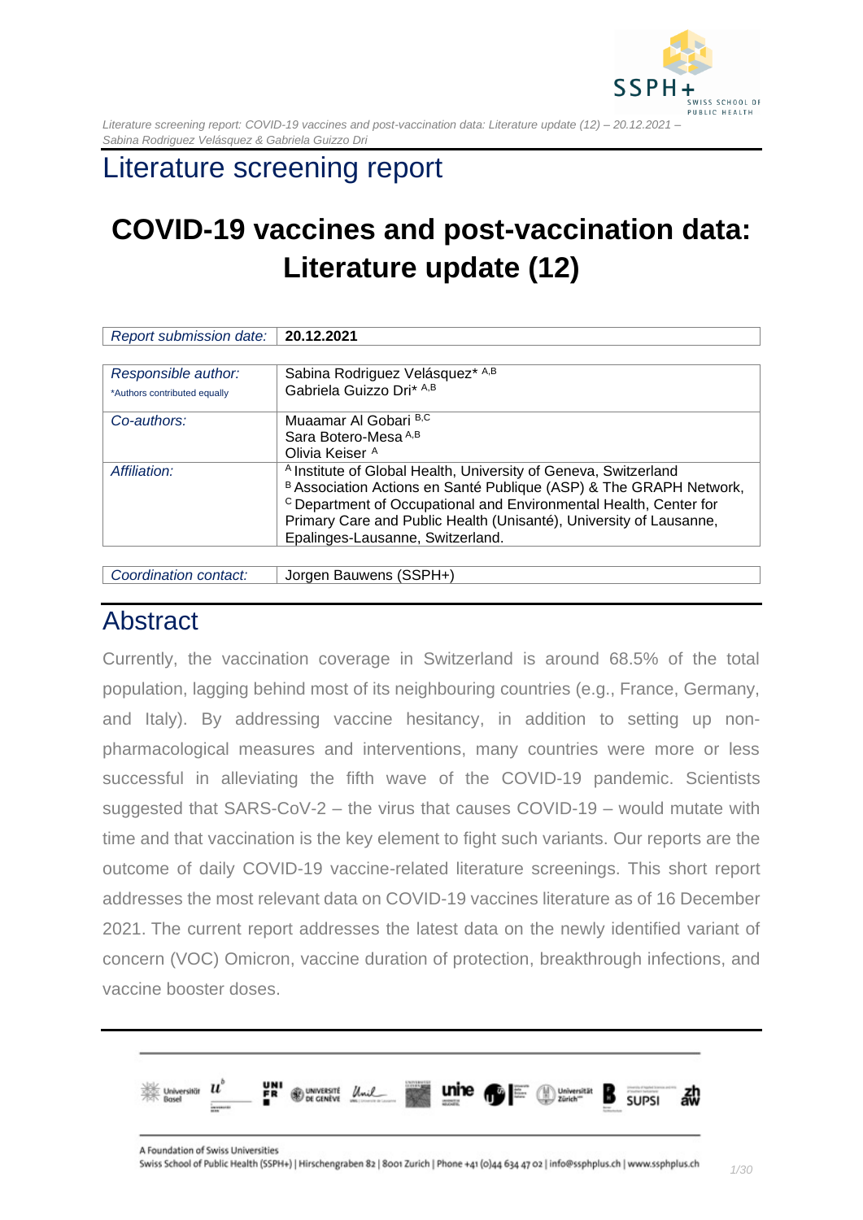# Literature screening report

## COVID-19 vaccines and post-vaccination data: Literature update (12)

| *Report submission date:* | **20.12.2021** |
|---|---|

| *Responsible author:* *Authors contributed equally | Sabina Rodriguez Velásquez* [A,B] Gabriela Guizzo Dri* [A,B] |
|---|---|
| *Co-authors:* | Muaamar Al Gobari [B,C] Sara Botero-Mesa [A,B] Olivia Keiser [A] |
| *Affiliation:* | [A] Institute of Global Health, University of Geneva, Switzerland [B] Association Actions en Santé Publique (ASP) & The GRAPH Network, [C] Department of Occupational and Environmental Health, Center for Primary Care and Public Health (Unisanté), University of Lausanne, Epalinges-Lausanne, Switzerland. |

| *Coordination contact:* | Jorgen Bauwens (SSPH+) |
|---|---|

## Abstract

Currently, the vaccination coverage in Switzerland is around 68.5% of the total population, lagging behind most of its neighbouring countries (e.g., France, Germany, and Italy). By addressing vaccine hesitancy, in addition to setting up non-pharmacological measures and interventions, many countries were more or less successful in alleviating the fifth wave of the COVID-19 pandemic. Scientists suggested that SARS-CoV-2 – the virus that causes COVID-19 – would mutate with time and that vaccination is the key element to fight such variants. Our reports are the outcome of daily COVID-19 vaccine-related literature screenings. This short report addresses the most relevant data on COVID-19 vaccines literature as of 16 December 2021. The current report addresses the latest data on the newly identified variant of concern (VOC) Omicron, vaccine duration of protection, breakthrough infections, and vaccine booster doses.

A Foundation of Swiss Universities
Swiss School of Public Health (SSPH+) | Hirschengraben 82 | 8001 Zurich | Phone +41 (0)44 634 47 02 | info@ssphplus.ch | www.ssphplus.ch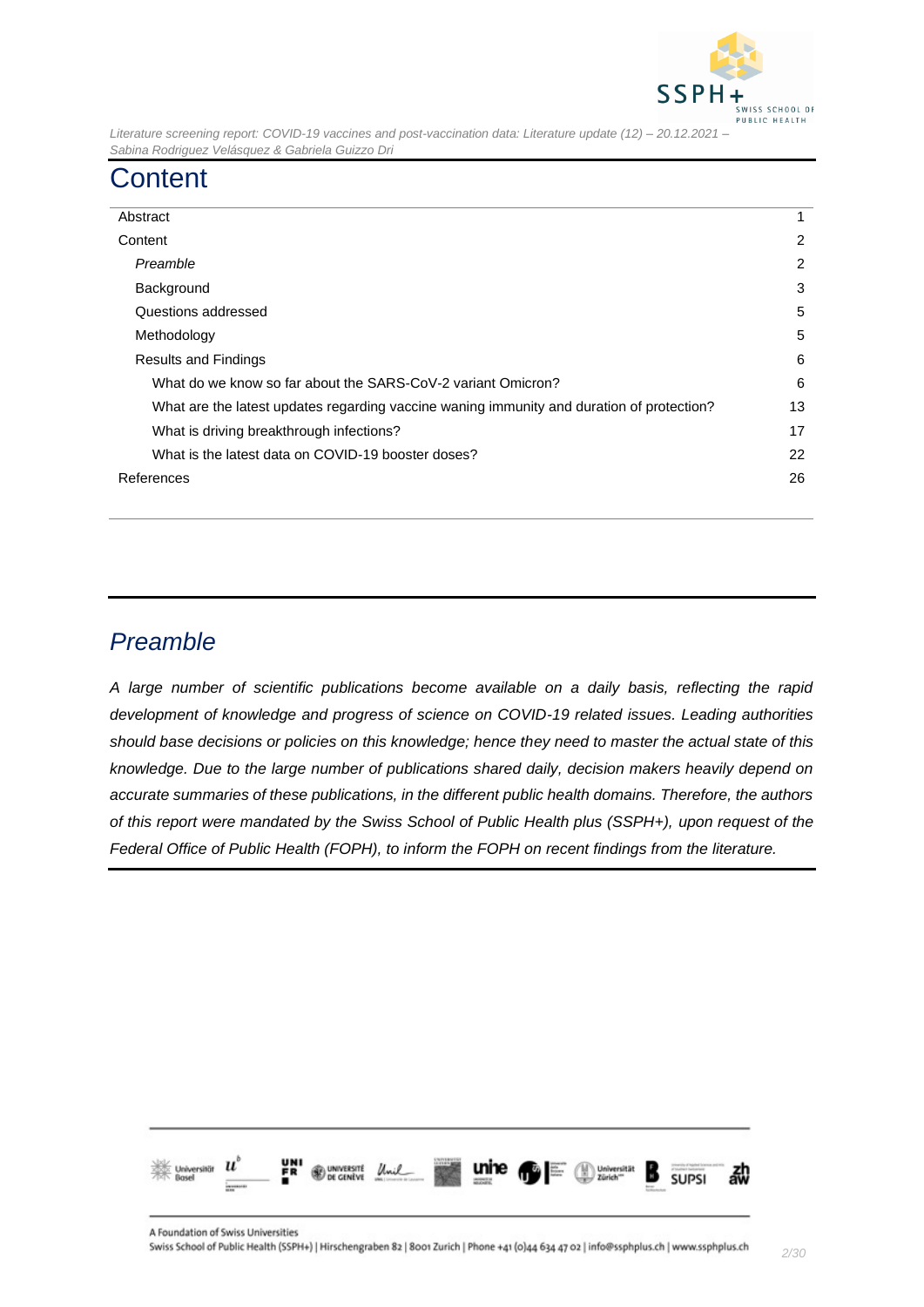# Content

| | |
|---|---|
| Abstract | 1 |
| Content | 2 |
| *Preamble* | 2 |
| Background | 3 |
| Questions addressed | 5 |
| Methodology | 5 |
| Results and Findings | 6 |
| What do we know so far about the SARS-CoV-2 variant Omicron? | 6 |
| What are the latest updates regarding vaccine waning immunity and duration of protection? | 13 |
| What is driving breakthrough infections? | 17 |
| What is the latest data on COVID-19 booster doses? | 22 |
| References | 26 |

## *Preamble*

*A large number of scientific publications become available on a daily basis, reflecting the rapid development of knowledge and progress of science on COVID-19 related issues. Leading authorities should base decisions or policies on this knowledge; hence they need to master the actual state of this knowledge. Due to the large number of publications shared daily, decision makers heavily depend on accurate summaries of these publications, in the different public health domains. Therefore, the authors of this report were mandated by the Swiss School of Public Health plus (SSPH+), upon request of the Federal Office of Public Health (FOPH), to inform the FOPH on recent findings from the literature.*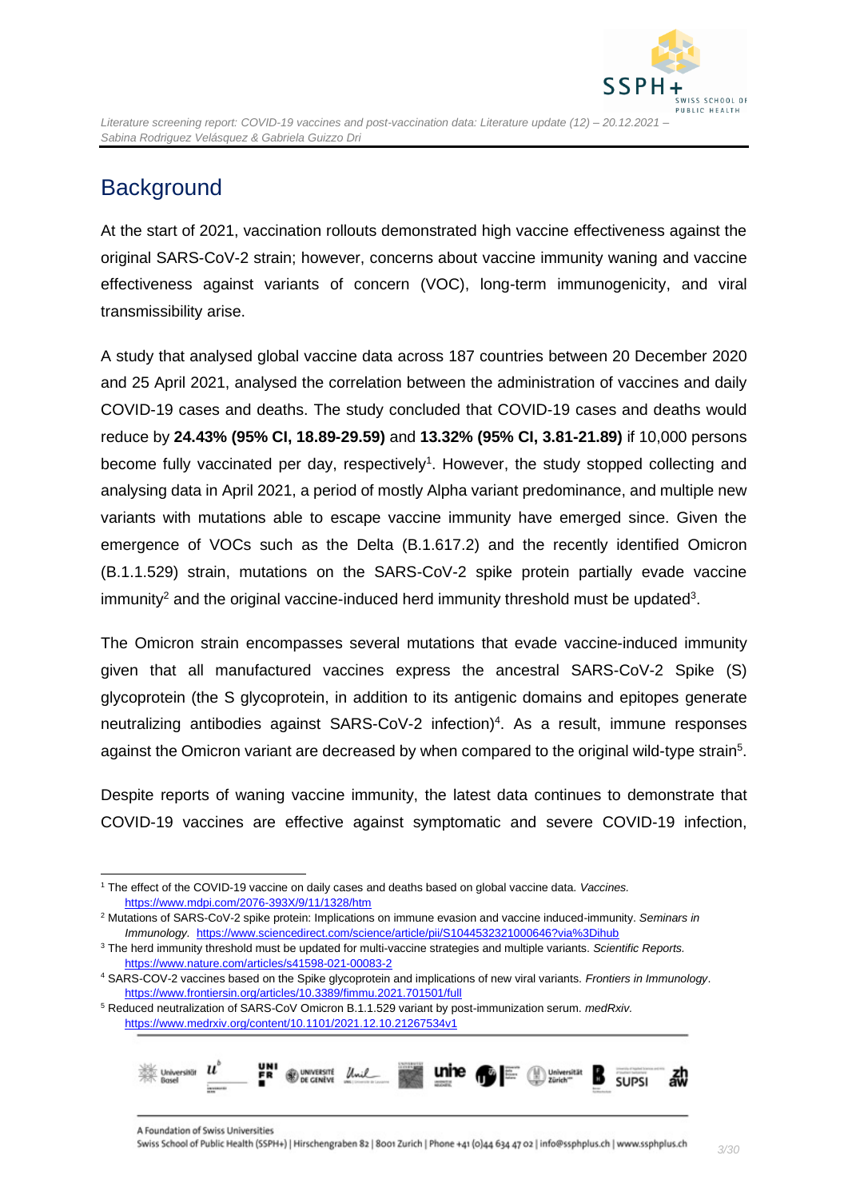# Background

At the start of 2021, vaccination rollouts demonstrated high vaccine effectiveness against the original SARS-CoV-2 strain; however, concerns about vaccine immunity waning and vaccine effectiveness against variants of concern (VOC), long-term immunogenicity, and viral transmissibility arise.

A study that analysed global vaccine data across 187 countries between 20 December 2020 and 25 April 2021, analysed the correlation between the administration of vaccines and daily COVID-19 cases and deaths. The study concluded that COVID-19 cases and deaths would reduce by **24.43% (95% CI, 18.89-29.59)** and **13.32% (95% CI, 3.81-21.89)** if 10,000 persons become fully vaccinated per day, respectively[1]. However, the study stopped collecting and analysing data in April 2021, a period of mostly Alpha variant predominance, and multiple new variants with mutations able to escape vaccine immunity have emerged since. Given the emergence of VOCs such as the Delta (B.1.617.2) and the recently identified Omicron (B.1.1.529) strain, mutations on the SARS-CoV-2 spike protein partially evade vaccine immunity[2] and the original vaccine-induced herd immunity threshold must be updated[3].

The Omicron strain encompasses several mutations that evade vaccine-induced immunity given that all manufactured vaccines express the ancestral SARS-CoV-2 Spike (S) glycoprotein (the S glycoprotein, in addition to its antigenic domains and epitopes generate neutralizing antibodies against SARS-CoV-2 infection)[4]. As a result, immune responses against the Omicron variant are decreased by when compared to the original wild-type strain[5].

Despite reports of waning vaccine immunity, the latest data continues to demonstrate that COVID-19 vaccines are effective against symptomatic and severe COVID-19 infection,

---

[1] The effect of the COVID-19 vaccine on daily cases and deaths based on global vaccine data. *Vaccines.* https://www.mdpi.com/2076-393X/9/11/1328/htm

[2] Mutations of SARS-CoV-2 spike protein: Implications on immune evasion and vaccine induced-immunity. *Seminars in Immunology.* https://www.sciencedirect.com/science/article/pii/S1044532321000646?via%3Dihub

[3] The herd immunity threshold must be updated for multi-vaccine strategies and multiple variants. *Scientific Reports.* https://www.nature.com/articles/s41598-021-00083-2

[4] SARS-COV-2 vaccines based on the Spike glycoprotein and implications of new viral variants. *Frontiers in Immunology*. https://www.frontiersin.org/articles/10.3389/fimmu.2021.701501/full

[5] Reduced neutralization of SARS-CoV Omicron B.1.1.529 variant by post-immunization serum. *medRxiv.* https://www.medrxiv.org/content/10.1101/2021.12.10.21267534v1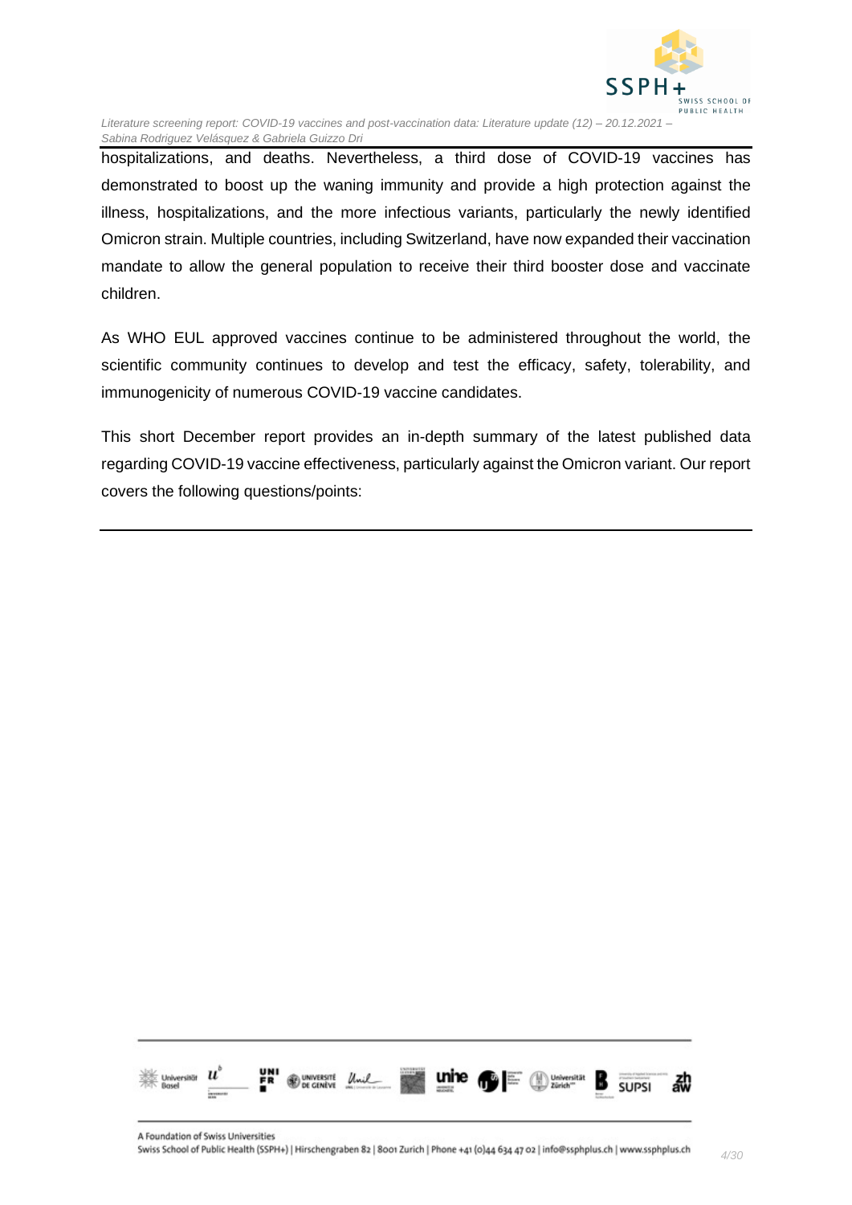hospitalizations, and deaths. Nevertheless, a third dose of COVID-19 vaccines has demonstrated to boost up the waning immunity and provide a high protection against the illness, hospitalizations, and the more infectious variants, particularly the newly identified Omicron strain. Multiple countries, including Switzerland, have now expanded their vaccination mandate to allow the general population to receive their third booster dose and vaccinate children.

As WHO EUL approved vaccines continue to be administered throughout the world, the scientific community continues to develop and test the efficacy, safety, tolerability, and immunogenicity of numerous COVID-19 vaccine candidates.

This short December report provides an in-depth summary of the latest published data regarding COVID-19 vaccine effectiveness, particularly against the Omicron variant. Our report covers the following questions/points: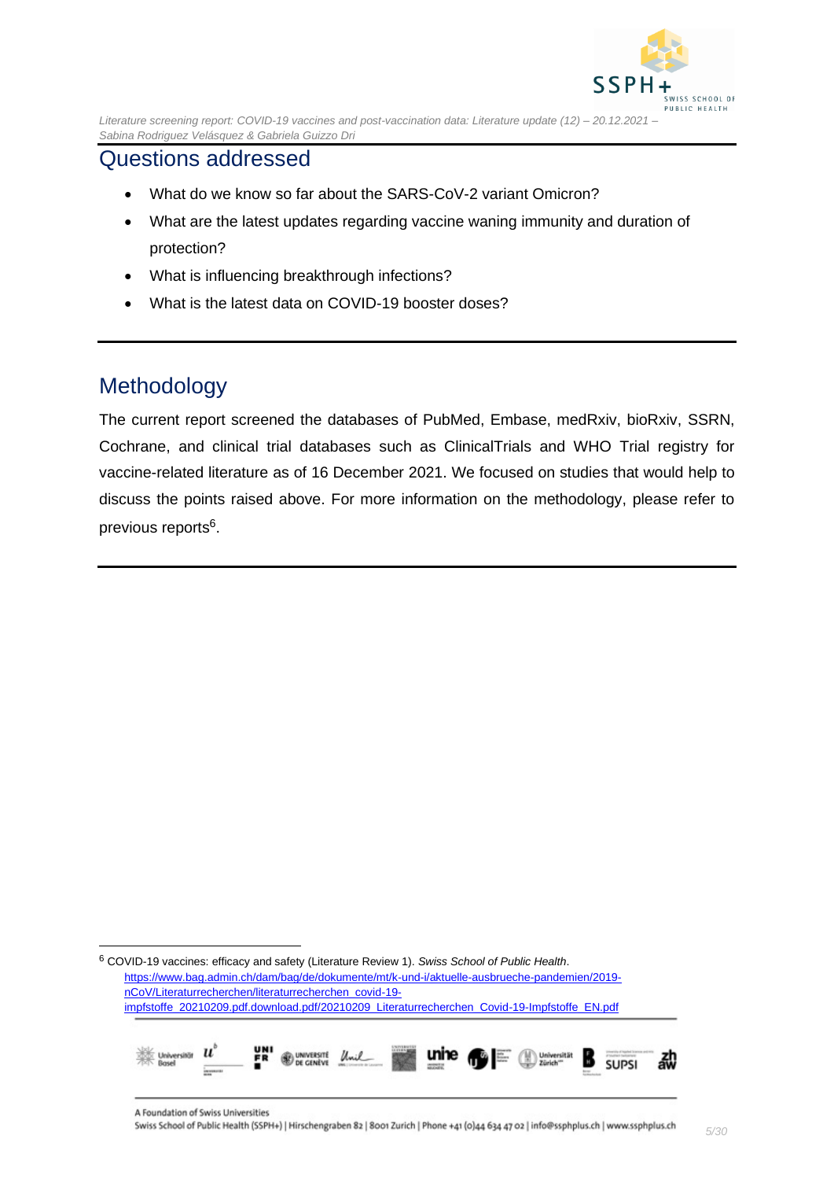## Questions addressed

- What do we know so far about the SARS-CoV-2 variant Omicron?
- What are the latest updates regarding vaccine waning immunity and duration of protection?
- What is influencing breakthrough infections?
- What is the latest data on COVID-19 booster doses?

## Methodology

The current report screened the databases of PubMed, Embase, medRxiv, bioRxiv, SSRN, Cochrane, and clinical trial databases such as ClinicalTrials and WHO Trial registry for vaccine-related literature as of 16 December 2021. We focused on studies that would help to discuss the points raised above. For more information on the methodology, please refer to previous reports[6].

[6] COVID-19 vaccines: efficacy and safety (Literature Review 1). *Swiss School of Public Health*. https://www.bag.admin.ch/dam/bag/de/dokumente/mt/k-und-i/aktuelle-ausbrueche-pandemien/2019-nCoV/Literaturrecherchen/literaturrecherchen_covid-19-impfstoffe_20210209.pdf.download.pdf/20210209_Literaturrecherchen_Covid-19-Impfstoffe_EN.pdf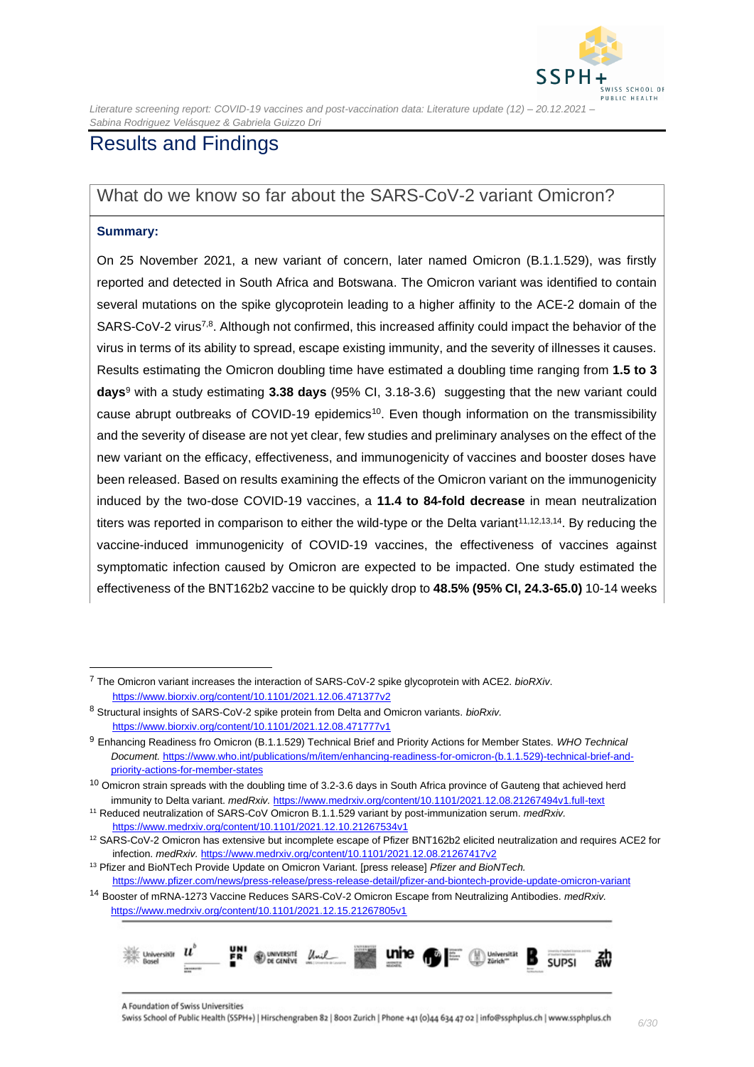# Results and Findings

## What do we know so far about the SARS-CoV-2 variant Omicron?

**Summary:**

On 25 November 2021, a new variant of concern, later named Omicron (B.1.1.529), was firstly reported and detected in South Africa and Botswana. The Omicron variant was identified to contain several mutations on the spike glycoprotein leading to a higher affinity to the ACE-2 domain of the SARS-CoV-2 virus[7,8]. Although not confirmed, this increased affinity could impact the behavior of the virus in terms of its ability to spread, escape existing immunity, and the severity of illnesses it causes. Results estimating the Omicron doubling time have estimated a doubling time ranging from **1.5 to 3 days**[9] with a study estimating **3.38 days** (95% CI, 3.18-3.6) suggesting that the new variant could cause abrupt outbreaks of COVID-19 epidemics[10]. Even though information on the transmissibility and the severity of disease are not yet clear, few studies and preliminary analyses on the effect of the new variant on the efficacy, effectiveness, and immunogenicity of vaccines and booster doses have been released. Based on results examining the effects of the Omicron variant on the immunogenicity induced by the two-dose COVID-19 vaccines, a **11.4 to 84-fold decrease** in mean neutralization titers was reported in comparison to either the wild-type or the Delta variant[11,12,13,14]. By reducing the vaccine-induced immunogenicity of COVID-19 vaccines, the effectiveness of vaccines against symptomatic infection caused by Omicron are expected to be impacted. One study estimated the effectiveness of the BNT162b2 vaccine to be quickly drop to **48.5% (95% CI, 24.3-65.0)** 10-14 weeks

---

[7] The Omicron variant increases the interaction of SARS-CoV-2 spike glycoprotein with ACE2. *bioRXiv*. https://www.biorxiv.org/content/10.1101/2021.12.06.471377v2

[8] Structural insights of SARS-CoV-2 spike protein from Delta and Omicron variants. *bioRxiv.* https://www.biorxiv.org/content/10.1101/2021.12.08.471777v1

[9] Enhancing Readiness fro Omicron (B.1.1.529) Technical Brief and Priority Actions for Member States. *WHO Technical Document.* https://www.who.int/publications/m/item/enhancing-readiness-for-omicron-(b.1.1.529)-technical-brief-and-priority-actions-for-member-states

[10] Omicron strain spreads with the doubling time of 3.2-3.6 days in South Africa province of Gauteng that achieved herd immunity to Delta variant. *medRxiv.* https://www.medrxiv.org/content/10.1101/2021.12.08.21267494v1.full-text

[11] Reduced neutralization of SARS-CoV Omicron B.1.1.529 variant by post-immunization serum. *medRxiv.* https://www.medrxiv.org/content/10.1101/2021.12.10.21267534v1

[12] SARS-CoV-2 Omicron has extensive but incomplete escape of Pfizer BNT162b2 elicited neutralization and requires ACE2 for infection. *medRxiv.* https://www.medrxiv.org/content/10.1101/2021.12.08.21267417v2

[13] Pfizer and BioNTech Provide Update on Omicron Variant. [press release] *Pfizer and BioNTech.* https://www.pfizer.com/news/press-release/press-release-detail/pfizer-and-biontech-provide-update-omicron-variant

[14] Booster of mRNA-1273 Vaccine Reduces SARS-CoV-2 Omicron Escape from Neutralizing Antibodies. *medRxiv.* https://www.medrxiv.org/content/10.1101/2021.12.15.21267805v1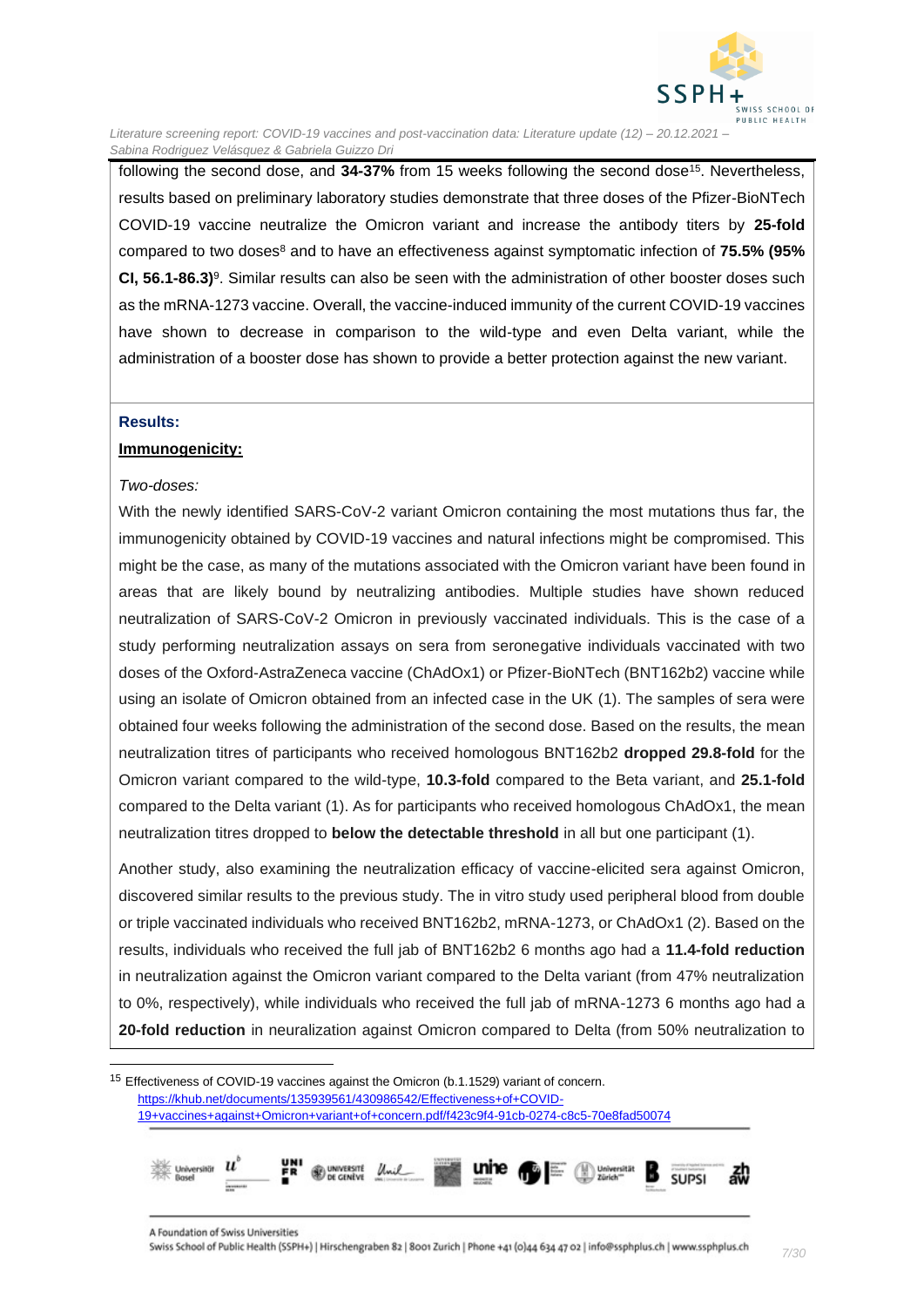following the second dose, and **34-37%** from 15 weeks following the second dose[15]. Nevertheless, results based on preliminary laboratory studies demonstrate that three doses of the Pfizer-BioNTech COVID-19 vaccine neutralize the Omicron variant and increase the antibody titers by **25-fold** compared to two doses[8] and to have an effectiveness against symptomatic infection of **75.5% (95% CI, 56.1-86.3)**[9]. Similar results can also be seen with the administration of other booster doses such as the mRNA-1273 vaccine. Overall, the vaccine-induced immunity of the current COVID-19 vaccines have shown to decrease in comparison to the wild-type and even Delta variant, while the administration of a booster dose has shown to provide a better protection against the new variant.

**Results:**

**Immunogenicity:**

*Two-doses:*

With the newly identified SARS-CoV-2 variant Omicron containing the most mutations thus far, the immunogenicity obtained by COVID-19 vaccines and natural infections might be compromised. This might be the case, as many of the mutations associated with the Omicron variant have been found in areas that are likely bound by neutralizing antibodies. Multiple studies have shown reduced neutralization of SARS-CoV-2 Omicron in previously vaccinated individuals. This is the case of a study performing neutralization assays on sera from seronegative individuals vaccinated with two doses of the Oxford-AstraZeneca vaccine (ChAdOx1) or Pfizer-BioNTech (BNT162b2) vaccine while using an isolate of Omicron obtained from an infected case in the UK (1). The samples of sera were obtained four weeks following the administration of the second dose. Based on the results, the mean neutralization titres of participants who received homologous BNT162b2 **dropped 29.8-fold** for the Omicron variant compared to the wild-type, **10.3-fold** compared to the Beta variant, and **25.1-fold** compared to the Delta variant (1). As for participants who received homologous ChAdOx1, the mean neutralization titres dropped to **below the detectable threshold** in all but one participant (1).

Another study, also examining the neutralization efficacy of vaccine-elicited sera against Omicron, discovered similar results to the previous study. The in vitro study used peripheral blood from double or triple vaccinated individuals who received BNT162b2, mRNA-1273, or ChAdOx1 (2). Based on the results, individuals who received the full jab of BNT162b2 6 months ago had a **11.4-fold reduction** in neutralization against the Omicron variant compared to the Delta variant (from 47% neutralization to 0%, respectively), while individuals who received the full jab of mRNA-1273 6 months ago had a **20-fold reduction** in neuralization against Omicron compared to Delta (from 50% neutralization to

[15] Effectiveness of COVID-19 vaccines against the Omicron (b.1.1529) variant of concern. https://khub.net/documents/135939561/430986542/Effectiveness+of+COVID-19+vaccines+against+Omicron+variant+of+concern.pdf/f423c9f4-91cb-0274-c8c5-70e8fad50074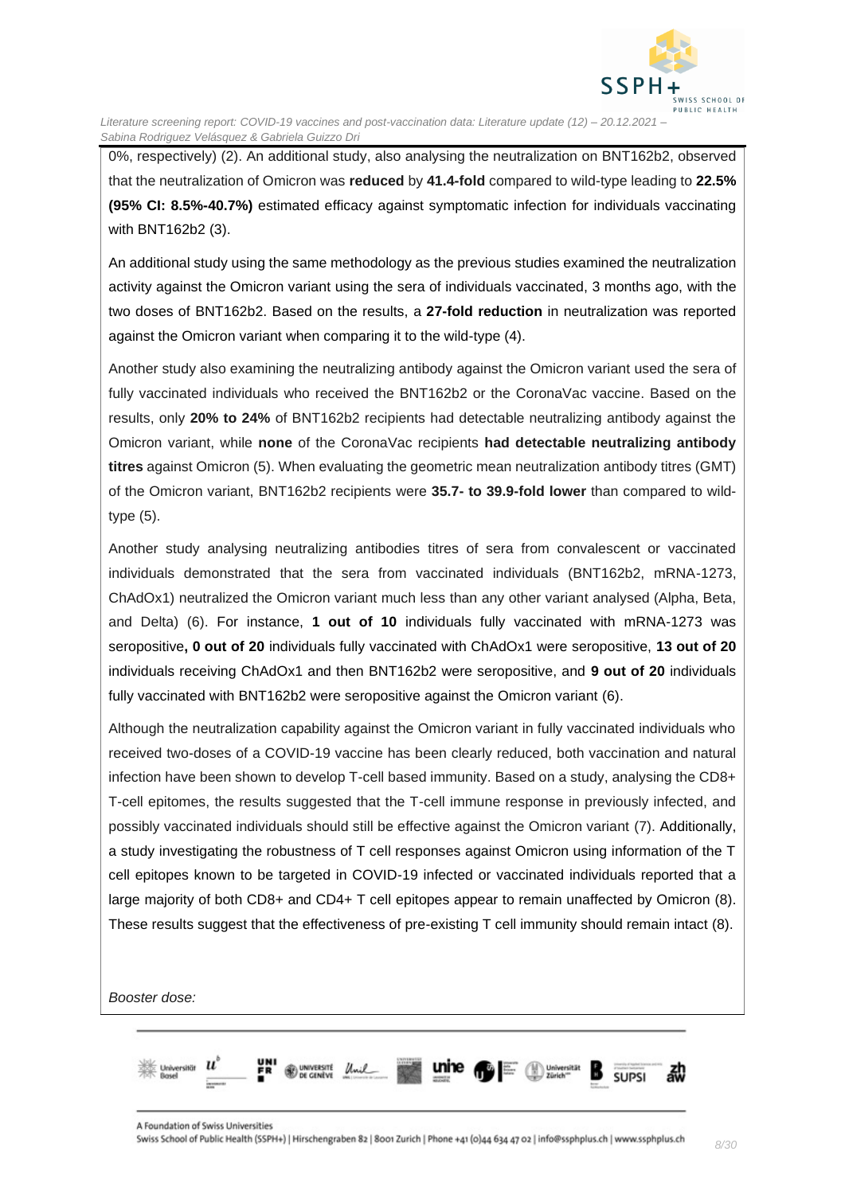0%, respectively) (2). An additional study, also analysing the neutralization on BNT162b2, observed that the neutralization of Omicron was **reduced** by **41.4-fold** compared to wild-type leading to **22.5% (95% CI: 8.5%-40.7%)** estimated efficacy against symptomatic infection for individuals vaccinating with BNT162b2 (3).

An additional study using the same methodology as the previous studies examined the neutralization activity against the Omicron variant using the sera of individuals vaccinated, 3 months ago, with the two doses of BNT162b2. Based on the results, a **27-fold reduction** in neutralization was reported against the Omicron variant when comparing it to the wild-type (4).

Another study also examining the neutralizing antibody against the Omicron variant used the sera of fully vaccinated individuals who received the BNT162b2 or the CoronaVac vaccine. Based on the results, only **20% to 24%** of BNT162b2 recipients had detectable neutralizing antibody against the Omicron variant, while **none** of the CoronaVac recipients **had detectable neutralizing antibody titres** against Omicron (5). When evaluating the geometric mean neutralization antibody titres (GMT) of the Omicron variant, BNT162b2 recipients were **35.7- to 39.9-fold lower** than compared to wild-type (5).

Another study analysing neutralizing antibodies titres of sera from convalescent or vaccinated individuals demonstrated that the sera from vaccinated individuals (BNT162b2, mRNA-1273, ChAdOx1) neutralized the Omicron variant much less than any other variant analysed (Alpha, Beta, and Delta) (6). For instance, **1 out of 10** individuals fully vaccinated with mRNA-1273 was seropositive**, 0 out of 20** individuals fully vaccinated with ChAdOx1 were seropositive, **13 out of 20** individuals receiving ChAdOx1 and then BNT162b2 were seropositive, and **9 out of 20** individuals fully vaccinated with BNT162b2 were seropositive against the Omicron variant (6).

Although the neutralization capability against the Omicron variant in fully vaccinated individuals who received two-doses of a COVID-19 vaccine has been clearly reduced, both vaccination and natural infection have been shown to develop T-cell based immunity. Based on a study, analysing the CD8+ T-cell epitomes, the results suggested that the T-cell immune response in previously infected, and possibly vaccinated individuals should still be effective against the Omicron variant (7). Additionally, a study investigating the robustness of T cell responses against Omicron using information of the T cell epitopes known to be targeted in COVID-19 infected or vaccinated individuals reported that a large majority of both CD8+ and CD4+ T cell epitopes appear to remain unaffected by Omicron (8). These results suggest that the effectiveness of pre-existing T cell immunity should remain intact (8).

*Booster dose:*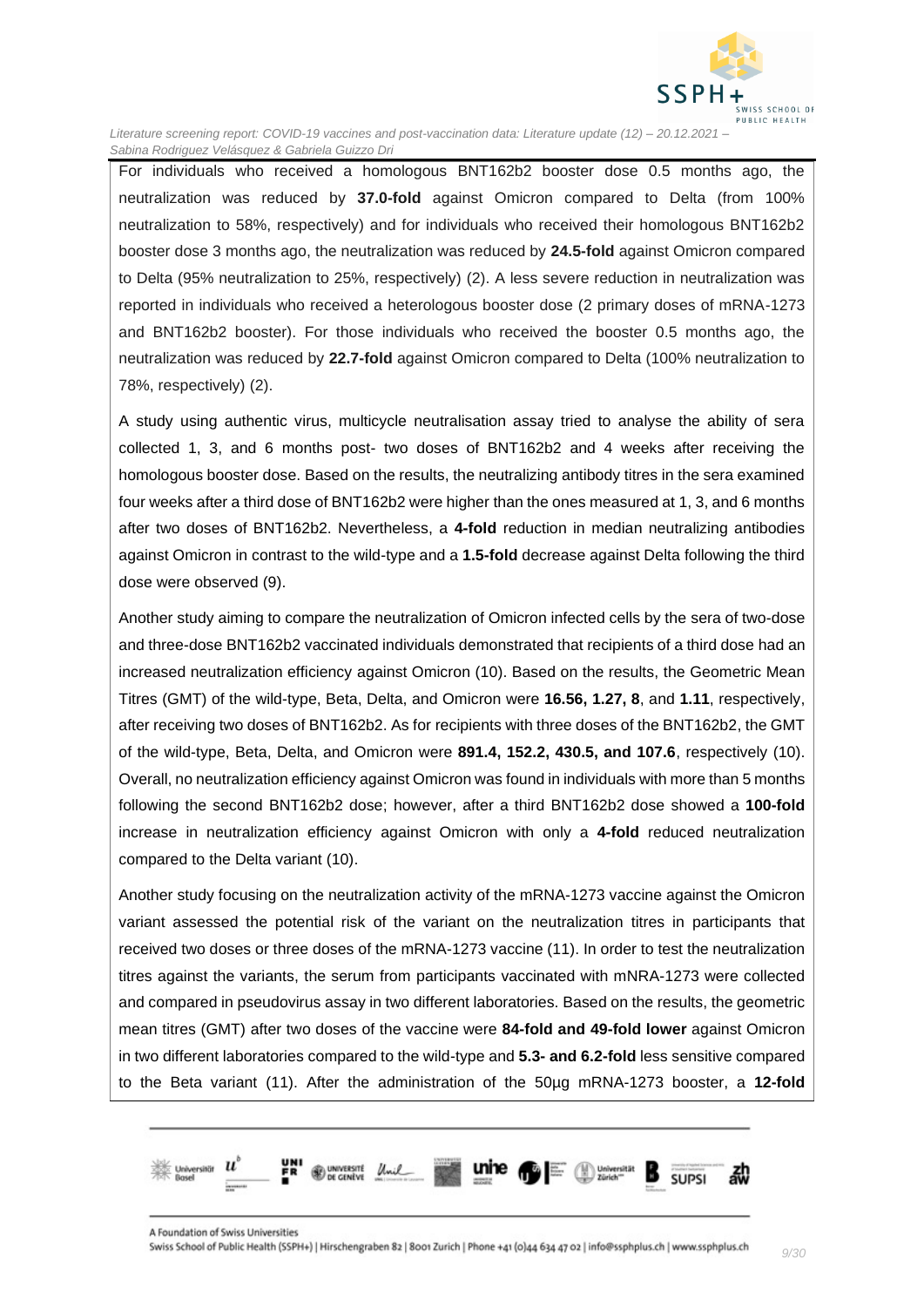For individuals who received a homologous BNT162b2 booster dose 0.5 months ago, the neutralization was reduced by **37.0-fold** against Omicron compared to Delta (from 100% neutralization to 58%, respectively) and for individuals who received their homologous BNT162b2 booster dose 3 months ago, the neutralization was reduced by **24.5-fold** against Omicron compared to Delta (95% neutralization to 25%, respectively) (2). A less severe reduction in neutralization was reported in individuals who received a heterologous booster dose (2 primary doses of mRNA-1273 and BNT162b2 booster). For those individuals who received the booster 0.5 months ago, the neutralization was reduced by **22.7-fold** against Omicron compared to Delta (100% neutralization to 78%, respectively) (2).

A study using authentic virus, multicycle neutralisation assay tried to analyse the ability of sera collected 1, 3, and 6 months post- two doses of BNT162b2 and 4 weeks after receiving the homologous booster dose. Based on the results, the neutralizing antibody titres in the sera examined four weeks after a third dose of BNT162b2 were higher than the ones measured at 1, 3, and 6 months after two doses of BNT162b2. Nevertheless, a **4-fold** reduction in median neutralizing antibodies against Omicron in contrast to the wild-type and a **1.5-fold** decrease against Delta following the third dose were observed (9).

Another study aiming to compare the neutralization of Omicron infected cells by the sera of two-dose and three-dose BNT162b2 vaccinated individuals demonstrated that recipients of a third dose had an increased neutralization efficiency against Omicron (10). Based on the results, the Geometric Mean Titres (GMT) of the wild-type, Beta, Delta, and Omicron were **16.56, 1.27, 8**, and **1.11**, respectively, after receiving two doses of BNT162b2. As for recipients with three doses of the BNT162b2, the GMT of the wild-type, Beta, Delta, and Omicron were **891.4, 152.2, 430.5, and 107.6**, respectively (10). Overall, no neutralization efficiency against Omicron was found in individuals with more than 5 months following the second BNT162b2 dose; however, after a third BNT162b2 dose showed a **100-fold** increase in neutralization efficiency against Omicron with only a **4-fold** reduced neutralization compared to the Delta variant (10).

Another study focusing on the neutralization activity of the mRNA-1273 vaccine against the Omicron variant assessed the potential risk of the variant on the neutralization titres in participants that received two doses or three doses of the mRNA-1273 vaccine (11). In order to test the neutralization titres against the variants, the serum from participants vaccinated with mNRA-1273 were collected and compared in pseudovirus assay in two different laboratories. Based on the results, the geometric mean titres (GMT) after two doses of the vaccine were **84-fold and 49-fold lower** against Omicron in two different laboratories compared to the wild-type and **5.3- and 6.2-fold** less sensitive compared to the Beta variant (11). After the administration of the 50µg mRNA-1273 booster, a **12-fold**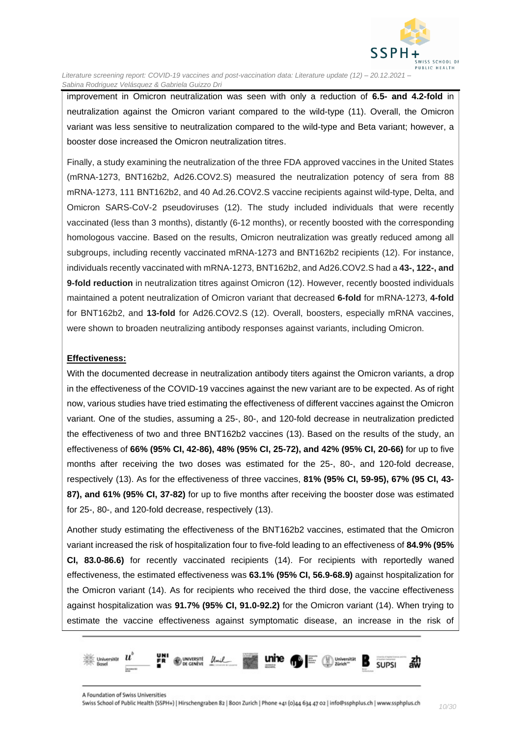improvement in Omicron neutralization was seen with only a reduction of **6.5- and 4.2-fold** in neutralization against the Omicron variant compared to the wild-type (11). Overall, the Omicron variant was less sensitive to neutralization compared to the wild-type and Beta variant; however, a booster dose increased the Omicron neutralization titres.

Finally, a study examining the neutralization of the three FDA approved vaccines in the United States (mRNA-1273, BNT162b2, Ad26.COV2.S) measured the neutralization potency of sera from 88 mRNA-1273, 111 BNT162b2, and 40 Ad.26.COV2.S vaccine recipients against wild-type, Delta, and Omicron SARS-CoV-2 pseudoviruses (12). The study included individuals that were recently vaccinated (less than 3 months), distantly (6-12 months), or recently boosted with the corresponding homologous vaccine. Based on the results, Omicron neutralization was greatly reduced among all subgroups, including recently vaccinated mRNA-1273 and BNT162b2 recipients (12). For instance, individuals recently vaccinated with mRNA-1273, BNT162b2, and Ad26.COV2.S had a **43-, 122-, and 9-fold reduction** in neutralization titres against Omicron (12). However, recently boosted individuals maintained a potent neutralization of Omicron variant that decreased **6-fold** for mRNA-1273, **4-fold** for BNT162b2, and **13-fold** for Ad26.COV2.S (12). Overall, boosters, especially mRNA vaccines, were shown to broaden neutralizing antibody responses against variants, including Omicron.

**Effectiveness:**

With the documented decrease in neutralization antibody titers against the Omicron variants, a drop in the effectiveness of the COVID-19 vaccines against the new variant are to be expected. As of right now, various studies have tried estimating the effectiveness of different vaccines against the Omicron variant. One of the studies, assuming a 25-, 80-, and 120-fold decrease in neutralization predicted the effectiveness of two and three BNT162b2 vaccines (13). Based on the results of the study, an effectiveness of **66% (95% CI, 42-86), 48% (95% CI, 25-72), and 42% (95% CI, 20-66)** for up to five months after receiving the two doses was estimated for the 25-, 80-, and 120-fold decrease, respectively (13). As for the effectiveness of three vaccines, **81% (95% CI, 59-95), 67% (95 CI, 43-87), and 61% (95% CI, 37-82)** for up to five months after receiving the booster dose was estimated for 25-, 80-, and 120-fold decrease, respectively (13).

Another study estimating the effectiveness of the BNT162b2 vaccines, estimated that the Omicron variant increased the risk of hospitalization four to five-fold leading to an effectiveness of **84.9% (95% CI, 83.0-86.6)** for recently vaccinated recipients (14). For recipients with reportedly waned effectiveness, the estimated effectiveness was **63.1% (95% CI, 56.9-68.9)** against hospitalization for the Omicron variant (14). As for recipients who received the third dose, the vaccine effectiveness against hospitalization was **91.7% (95% CI, 91.0-92.2)** for the Omicron variant (14). When trying to estimate the vaccine effectiveness against symptomatic disease, an increase in the risk of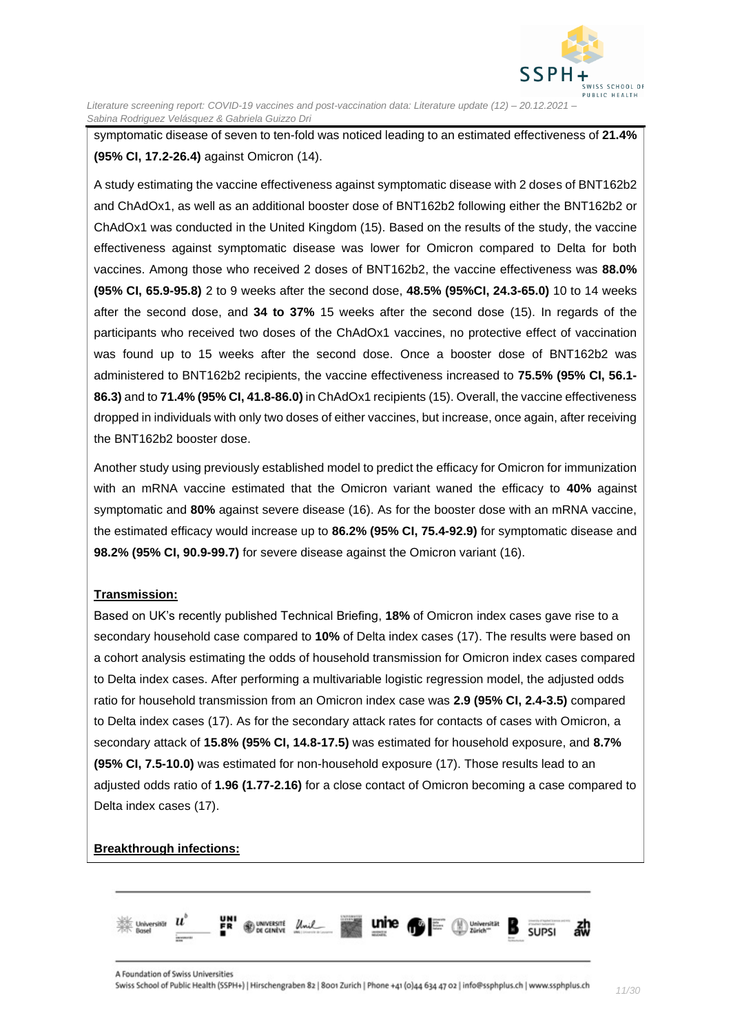symptomatic disease of seven to ten-fold was noticed leading to an estimated effectiveness of **21.4% (95% CI, 17.2-26.4)** against Omicron (14).

A study estimating the vaccine effectiveness against symptomatic disease with 2 doses of BNT162b2 and ChAdOx1, as well as an additional booster dose of BNT162b2 following either the BNT162b2 or ChAdOx1 was conducted in the United Kingdom (15). Based on the results of the study, the vaccine effectiveness against symptomatic disease was lower for Omicron compared to Delta for both vaccines. Among those who received 2 doses of BNT162b2, the vaccine effectiveness was **88.0% (95% CI, 65.9-95.8)** 2 to 9 weeks after the second dose, **48.5% (95%CI, 24.3-65.0)** 10 to 14 weeks after the second dose, and **34 to 37%** 15 weeks after the second dose (15). In regards of the participants who received two doses of the ChAdOx1 vaccines, no protective effect of vaccination was found up to 15 weeks after the second dose. Once a booster dose of BNT162b2 was administered to BNT162b2 recipients, the vaccine effectiveness increased to **75.5% (95% CI, 56.1-86.3)** and to **71.4% (95% CI, 41.8-86.0)** in ChAdOx1 recipients (15). Overall, the vaccine effectiveness dropped in individuals with only two doses of either vaccines, but increase, once again, after receiving the BNT162b2 booster dose.

Another study using previously established model to predict the efficacy for Omicron for immunization with an mRNA vaccine estimated that the Omicron variant waned the efficacy to **40%** against symptomatic and **80%** against severe disease (16). As for the booster dose with an mRNA vaccine, the estimated efficacy would increase up to **86.2% (95% CI, 75.4-92.9)** for symptomatic disease and **98.2% (95% CI, 90.9-99.7)** for severe disease against the Omicron variant (16).

**Transmission:**

Based on UK's recently published Technical Briefing, **18%** of Omicron index cases gave rise to a secondary household case compared to **10%** of Delta index cases (17). The results were based on a cohort analysis estimating the odds of household transmission for Omicron index cases compared to Delta index cases. After performing a multivariable logistic regression model, the adjusted odds ratio for household transmission from an Omicron index case was **2.9 (95% CI, 2.4-3.5)** compared to Delta index cases (17). As for the secondary attack rates for contacts of cases with Omicron, a secondary attack of **15.8% (95% CI, 14.8-17.5)** was estimated for household exposure, and **8.7% (95% CI, 7.5-10.0)** was estimated for non-household exposure (17). Those results lead to an adjusted odds ratio of **1.96 (1.77-2.16)** for a close contact of Omicron becoming a case compared to Delta index cases (17).

**Breakthrough infections:**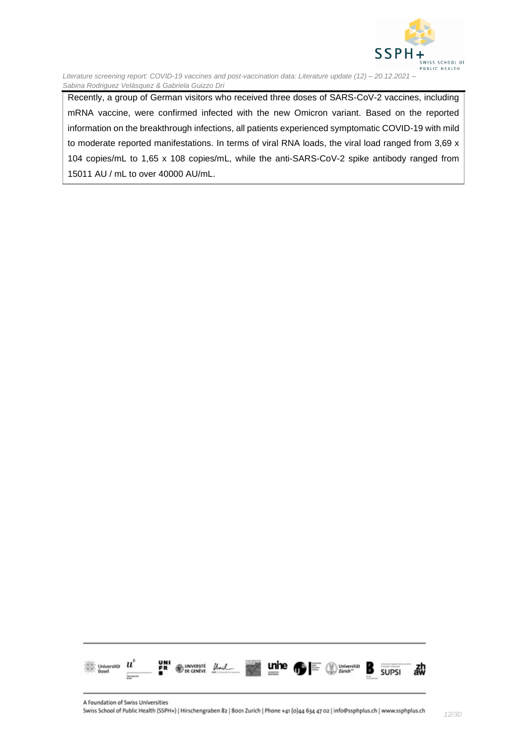Recently, a group of German visitors who received three doses of SARS-CoV-2 vaccines, including mRNA vaccine, were confirmed infected with the new Omicron variant. Based on the reported information on the breakthrough infections, all patients experienced symptomatic COVID-19 with mild to moderate reported manifestations. In terms of viral RNA loads, the viral load ranged from 3,69 x 104 copies/mL to 1,65 x 108 copies/mL, while the anti-SARS-CoV-2 spike antibody ranged from 15011 AU / mL to over 40000 AU/mL.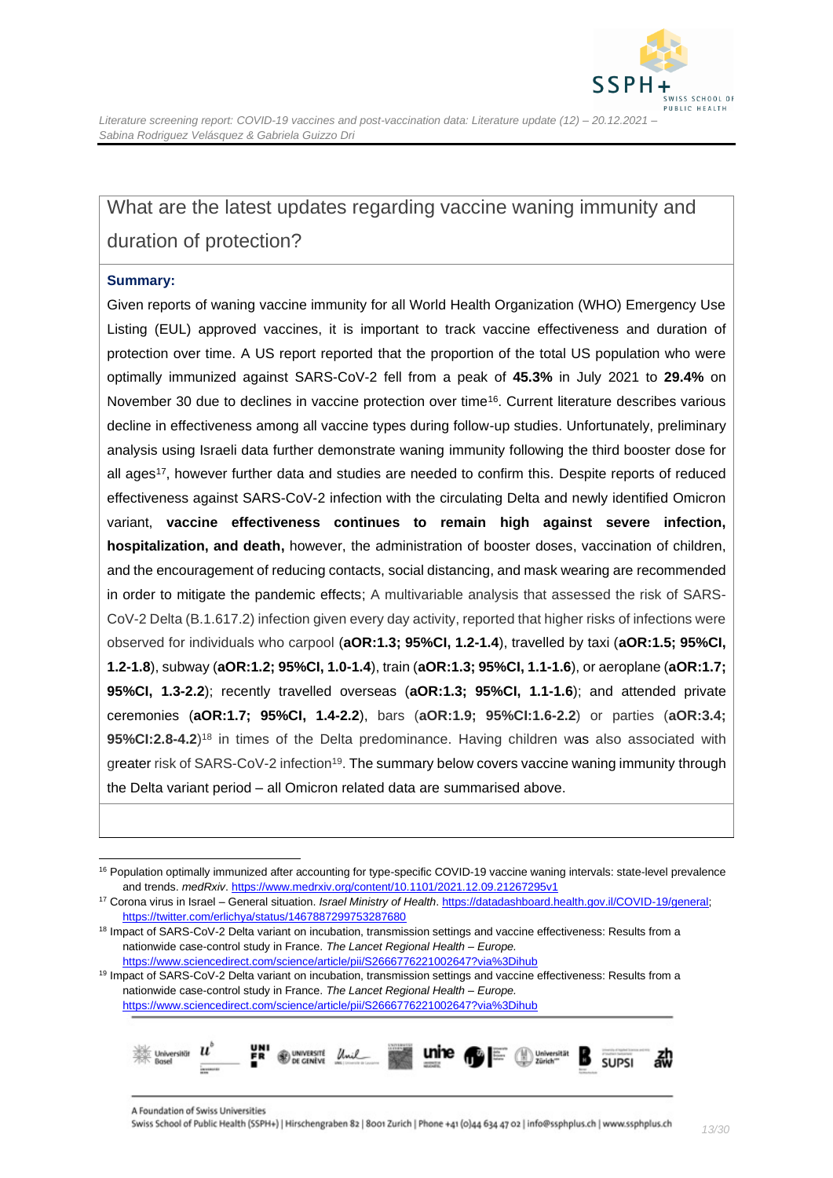## What are the latest updates regarding vaccine waning immunity and duration of protection?

**Summary:**

Given reports of waning vaccine immunity for all World Health Organization (WHO) Emergency Use Listing (EUL) approved vaccines, it is important to track vaccine effectiveness and duration of protection over time. A US report reported that the proportion of the total US population who were optimally immunized against SARS-CoV-2 fell from a peak of **45.3%** in July 2021 to **29.4%** on November 30 due to declines in vaccine protection over time[16]. Current literature describes various decline in effectiveness among all vaccine types during follow-up studies. Unfortunately, preliminary analysis using Israeli data further demonstrate waning immunity following the third booster dose for all ages[17], however further data and studies are needed to confirm this. Despite reports of reduced effectiveness against SARS-CoV-2 infection with the circulating Delta and newly identified Omicron variant, **vaccine effectiveness continues to remain high against severe infection, hospitalization, and death,** however, the administration of booster doses, vaccination of children, and the encouragement of reducing contacts, social distancing, and mask wearing are recommended in order to mitigate the pandemic effects; A multivariable analysis that assessed the risk of SARS-CoV-2 Delta (B.1.617.2) infection given every day activity, reported that higher risks of infections were observed for individuals who carpool (**aOR:1.3; 95%CI, 1.2-1.4**), travelled by taxi (**aOR:1.5; 95%CI, 1.2-1.8**), subway (**aOR:1.2; 95%CI, 1.0-1.4**), train (**aOR:1.3; 95%CI, 1.1-1.6**), or aeroplane (**aOR:1.7; 95%CI, 1.3-2.2**); recently travelled overseas (**aOR:1.3; 95%CI, 1.1-1.6**); and attended private ceremonies (**aOR:1.7; 95%CI, 1.4-2.2**), bars (**aOR:1.9; 95%CI:1.6-2.2**) or parties (**aOR:3.4; 95%CI:2.8-4.2**)[18] in times of the Delta predominance. Having children was also associated with greater risk of SARS-CoV-2 infection[19]. The summary below covers vaccine waning immunity through the Delta variant period – all Omicron related data are summarised above.

---

[16] Population optimally immunized after accounting for type-specific COVID-19 vaccine waning intervals: state-level prevalence and trends. *medRxiv*. https://www.medrxiv.org/content/10.1101/2021.12.09.21267295v1

[17] Corona virus in Israel – General situation. *Israel Ministry of Health*. https://datadashboard.health.gov.il/COVID-19/general; https://twitter.com/erlichya/status/1467887299753287680

[18] Impact of SARS-CoV-2 Delta variant on incubation, transmission settings and vaccine effectiveness: Results from a nationwide case-control study in France. *The Lancet Regional Health – Europe.* https://www.sciencedirect.com/science/article/pii/S2666776221002647?via%3Dihub

[19] Impact of SARS-CoV-2 Delta variant on incubation, transmission settings and vaccine effectiveness: Results from a nationwide case-control study in France. *The Lancet Regional Health – Europe.* https://www.sciencedirect.com/science/article/pii/S2666776221002647?via%3Dihub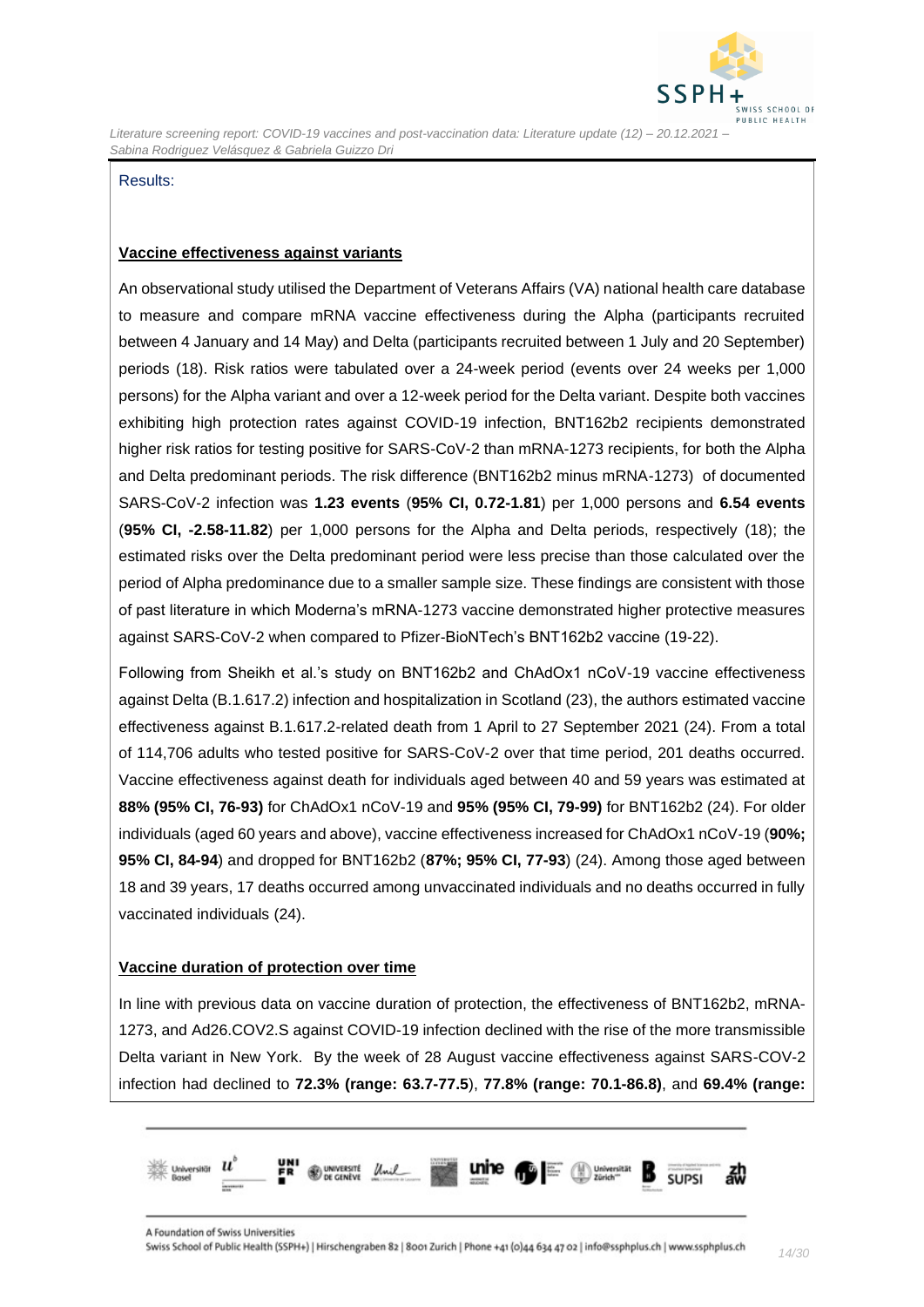Results:

**Vaccine effectiveness against variants**

An observational study utilised the Department of Veterans Affairs (VA) national health care database to measure and compare mRNA vaccine effectiveness during the Alpha (participants recruited between 4 January and 14 May) and Delta (participants recruited between 1 July and 20 September) periods (18). Risk ratios were tabulated over a 24-week period (events over 24 weeks per 1,000 persons) for the Alpha variant and over a 12-week period for the Delta variant. Despite both vaccines exhibiting high protection rates against COVID-19 infection, BNT162b2 recipients demonstrated higher risk ratios for testing positive for SARS-CoV-2 than mRNA-1273 recipients, for both the Alpha and Delta predominant periods. The risk difference (BNT162b2 minus mRNA-1273) of documented SARS-CoV-2 infection was **1.23 events** (**95% CI, 0.72-1.81**) per 1,000 persons and **6.54 events** (**95% CI, -2.58-11.82**) per 1,000 persons for the Alpha and Delta periods, respectively (18); the estimated risks over the Delta predominant period were less precise than those calculated over the period of Alpha predominance due to a smaller sample size. These findings are consistent with those of past literature in which Moderna's mRNA-1273 vaccine demonstrated higher protective measures against SARS-CoV-2 when compared to Pfizer-BioNTech's BNT162b2 vaccine (19-22).

Following from Sheikh et al.'s study on BNT162b2 and ChAdOx1 nCoV-19 vaccine effectiveness against Delta (B.1.617.2) infection and hospitalization in Scotland (23), the authors estimated vaccine effectiveness against B.1.617.2-related death from 1 April to 27 September 2021 (24). From a total of 114,706 adults who tested positive for SARS-CoV-2 over that time period, 201 deaths occurred. Vaccine effectiveness against death for individuals aged between 40 and 59 years was estimated at **88% (95% CI, 76-93)** for ChAdOx1 nCoV-19 and **95% (95% CI, 79-99)** for BNT162b2 (24). For older individuals (aged 60 years and above), vaccine effectiveness increased for ChAdOx1 nCoV-19 (**90%; 95% CI, 84-94**) and dropped for BNT162b2 (**87%; 95% CI, 77-93**) (24). Among those aged between 18 and 39 years, 17 deaths occurred among unvaccinated individuals and no deaths occurred in fully vaccinated individuals (24).

**Vaccine duration of protection over time**

In line with previous data on vaccine duration of protection, the effectiveness of BNT162b2, mRNA-1273, and Ad26.COV2.S against COVID-19 infection declined with the rise of the more transmissible Delta variant in New York. By the week of 28 August vaccine effectiveness against SARS-COV-2 infection had declined to **72.3% (range: 63.7-77.5**), **77.8% (range: 70.1-86.8)**, and **69.4% (range:**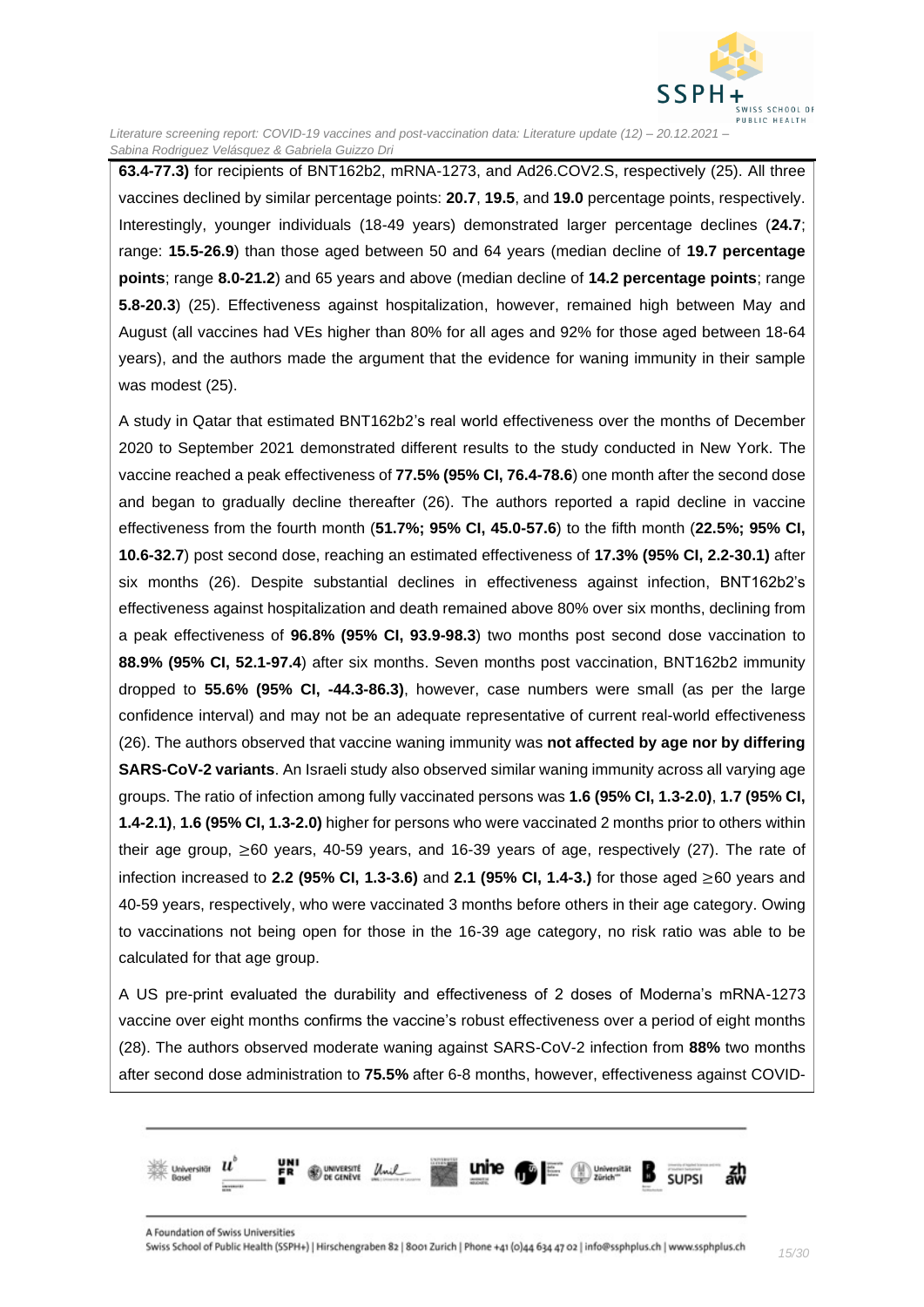**63.4-77.3)** for recipients of BNT162b2, mRNA-1273, and Ad26.COV2.S, respectively (25). All three vaccines declined by similar percentage points: **20.7**, **19.5**, and **19.0** percentage points, respectively. Interestingly, younger individuals (18-49 years) demonstrated larger percentage declines (**24.7**; range: **15.5-26.9**) than those aged between 50 and 64 years (median decline of **19.7 percentage points**; range **8.0-21.2**) and 65 years and above (median decline of **14.2 percentage points**; range **5.8-20.3**) (25). Effectiveness against hospitalization, however, remained high between May and August (all vaccines had VEs higher than 80% for all ages and 92% for those aged between 18-64 years), and the authors made the argument that the evidence for waning immunity in their sample was modest (25).

A study in Qatar that estimated BNT162b2's real world effectiveness over the months of December 2020 to September 2021 demonstrated different results to the study conducted in New York. The vaccine reached a peak effectiveness of **77.5% (95% CI, 76.4-78.6**) one month after the second dose and began to gradually decline thereafter (26). The authors reported a rapid decline in vaccine effectiveness from the fourth month (**51.7%; 95% CI, 45.0-57.6**) to the fifth month (**22.5%; 95% CI, 10.6-32.7**) post second dose, reaching an estimated effectiveness of **17.3% (95% CI, 2.2-30.1)** after six months (26). Despite substantial declines in effectiveness against infection, BNT162b2's effectiveness against hospitalization and death remained above 80% over six months, declining from a peak effectiveness of **96.8% (95% CI, 93.9-98.3**) two months post second dose vaccination to **88.9% (95% CI, 52.1-97.4**) after six months. Seven months post vaccination, BNT162b2 immunity dropped to **55.6% (95% CI, -44.3-86.3)**, however, case numbers were small (as per the large confidence interval) and may not be an adequate representative of current real-world effectiveness (26). The authors observed that vaccine waning immunity was **not affected by age nor by differing SARS-CoV-2 variants**. An Israeli study also observed similar waning immunity across all varying age groups. The ratio of infection among fully vaccinated persons was **1.6 (95% CI, 1.3-2.0)**, **1.7 (95% CI, 1.4-2.1)**, **1.6 (95% CI, 1.3-2.0)** higher for persons who were vaccinated 2 months prior to others within their age group, ≥60 years, 40-59 years, and 16-39 years of age, respectively (27). The rate of infection increased to **2.2 (95% CI, 1.3-3.6)** and **2.1 (95% CI, 1.4-3.)** for those aged ≥60 years and 40-59 years, respectively, who were vaccinated 3 months before others in their age category. Owing to vaccinations not being open for those in the 16-39 age category, no risk ratio was able to be calculated for that age group.

A US pre-print evaluated the durability and effectiveness of 2 doses of Moderna's mRNA-1273 vaccine over eight months confirms the vaccine's robust effectiveness over a period of eight months (28). The authors observed moderate waning against SARS-CoV-2 infection from **88%** two months after second dose administration to **75.5%** after 6-8 months, however, effectiveness against COVID-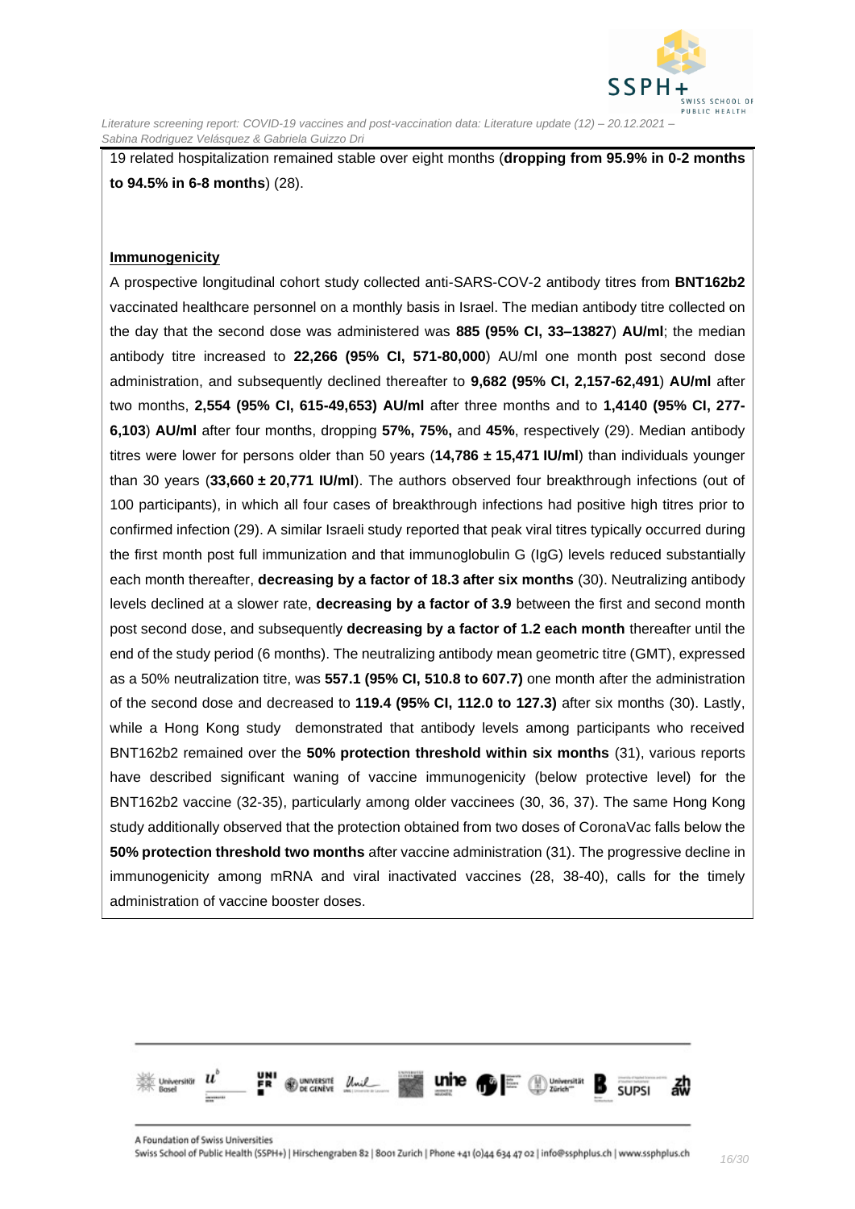19 related hospitalization remained stable over eight months (**dropping from 95.9% in 0-2 months to 94.5% in 6-8 months**) (28).

**Immunogenicity**

A prospective longitudinal cohort study collected anti-SARS-COV-2 antibody titres from **BNT162b2** vaccinated healthcare personnel on a monthly basis in Israel. The median antibody titre collected on the day that the second dose was administered was **885 (95% CI, 33–13827**) **AU/ml**; the median antibody titre increased to **22,266 (95% CI, 571-80,000**) AU/ml one month post second dose administration, and subsequently declined thereafter to **9,682 (95% CI, 2,157-62,491**) **AU/ml** after two months, **2,554 (95% CI, 615-49,653) AU/ml** after three months and to **1,4140 (95% CI, 277-6,103**) **AU/ml** after four months, dropping **57%, 75%,** and **45%**, respectively (29). Median antibody titres were lower for persons older than 50 years (**14,786 ± 15,471 IU/ml**) than individuals younger than 30 years (**33,660 ± 20,771 IU/ml**). The authors observed four breakthrough infections (out of 100 participants), in which all four cases of breakthrough infections had positive high titres prior to confirmed infection (29). A similar Israeli study reported that peak viral titres typically occurred during the first month post full immunization and that immunoglobulin G (IgG) levels reduced substantially each month thereafter, **decreasing by a factor of 18.3 after six months** (30). Neutralizing antibody levels declined at a slower rate, **decreasing by a factor of 3.9** between the first and second month post second dose, and subsequently **decreasing by a factor of 1.2 each month** thereafter until the end of the study period (6 months). The neutralizing antibody mean geometric titre (GMT), expressed as a 50% neutralization titre, was **557.1 (95% CI, 510.8 to 607.7)** one month after the administration of the second dose and decreased to **119.4 (95% CI, 112.0 to 127.3)** after six months (30). Lastly, while a Hong Kong study demonstrated that antibody levels among participants who received BNT162b2 remained over the **50% protection threshold within six months** (31), various reports have described significant waning of vaccine immunogenicity (below protective level) for the BNT162b2 vaccine (32-35), particularly among older vaccinees (30, 36, 37). The same Hong Kong study additionally observed that the protection obtained from two doses of CoronaVac falls below the **50% protection threshold two months** after vaccine administration (31). The progressive decline in immunogenicity among mRNA and viral inactivated vaccines (28, 38-40), calls for the timely administration of vaccine booster doses.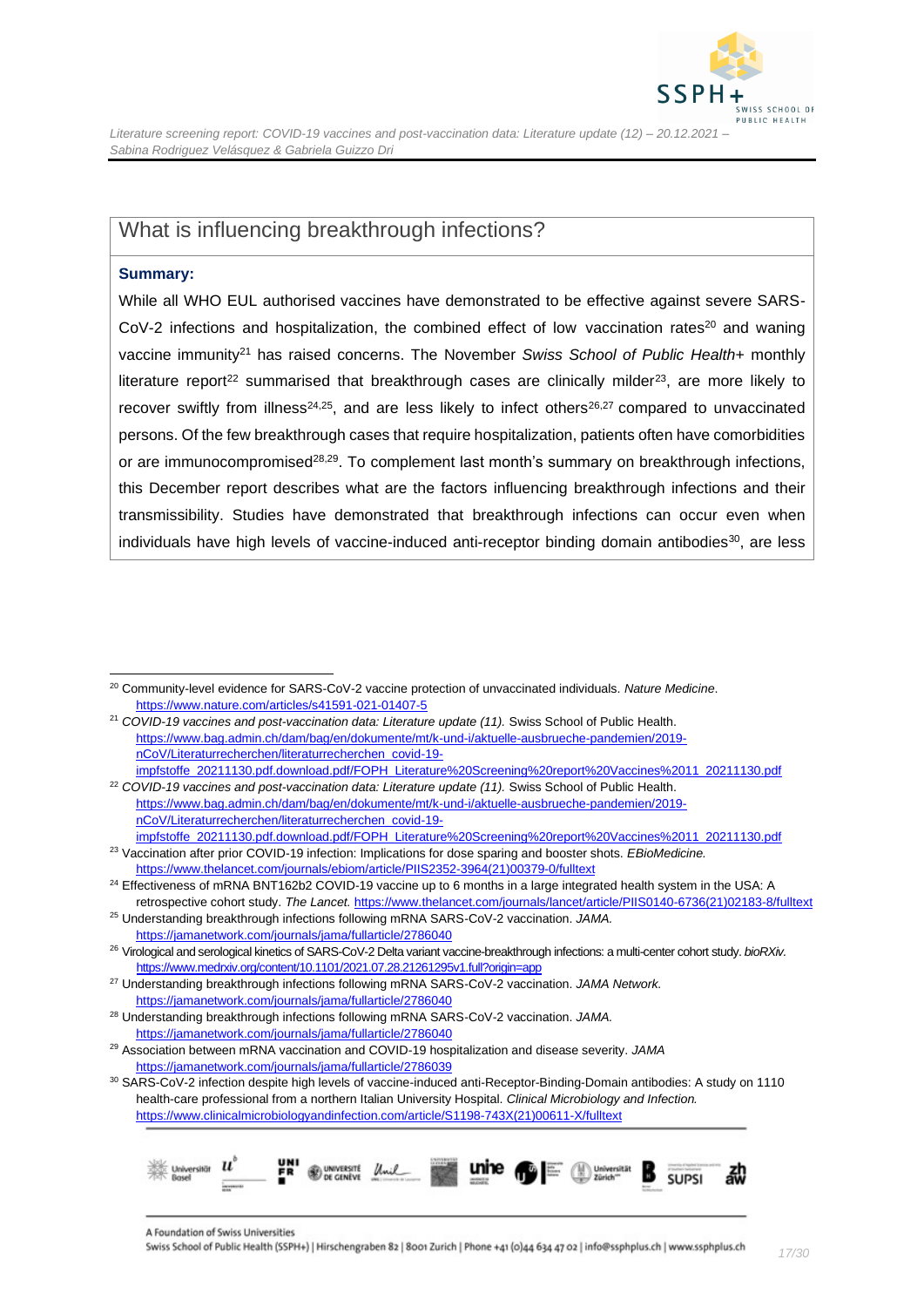## What is influencing breakthrough infections?

**Summary:**

While all WHO EUL authorised vaccines have demonstrated to be effective against severe SARS-CoV-2 infections and hospitalization, the combined effect of low vaccination rates[20] and waning vaccine immunity[21] has raised concerns. The November *Swiss School of Public Health*+ monthly literature report[22] summarised that breakthrough cases are clinically milder[23], are more likely to recover swiftly from illness[24,25], and are less likely to infect others[26,27] compared to unvaccinated persons. Of the few breakthrough cases that require hospitalization, patients often have comorbidities or are immunocompromised[28,29]. To complement last month's summary on breakthrough infections, this December report describes what are the factors influencing breakthrough infections and their transmissibility. Studies have demonstrated that breakthrough infections can occur even when individuals have high levels of vaccine-induced anti-receptor binding domain antibodies[30], are less

---

[20] Community-level evidence for SARS-CoV-2 vaccine protection of unvaccinated individuals. *Nature Medicine*. https://www.nature.com/articles/s41591-021-01407-5

[21] *COVID-19 vaccines and post-vaccination data: Literature update (11).* Swiss School of Public Health. https://www.bag.admin.ch/dam/bag/en/dokumente/mt/k-und-i/aktuelle-ausbrueche-pandemien/2019-nCoV/Literaturrecherchen/literaturrecherchen_covid-19-impfstoffe_20211130.pdf.download.pdf/FOPH_Literature%20Screening%20report%20Vaccines%2011_20211130.pdf

[22] *COVID-19 vaccines and post-vaccination data: Literature update (11).* Swiss School of Public Health. https://www.bag.admin.ch/dam/bag/en/dokumente/mt/k-und-i/aktuelle-ausbrueche-pandemien/2019-nCoV/Literaturrecherchen/literaturrecherchen_covid-19-impfstoffe_20211130.pdf.download.pdf/FOPH_Literature%20Screening%20report%20Vaccines%2011_20211130.pdf

[23] Vaccination after prior COVID-19 infection: Implications for dose sparing and booster shots. *EBioMedicine.* https://www.thelancet.com/journals/ebiom/article/PIIS2352-3964(21)00379-0/fulltext

[24] Effectiveness of mRNA BNT162b2 COVID-19 vaccine up to 6 months in a large integrated health system in the USA: A retrospective cohort study. *The Lancet.* https://www.thelancet.com/journals/lancet/article/PIIS0140-6736(21)02183-8/fulltext

[25] Understanding breakthrough infections following mRNA SARS-CoV-2 vaccination. *JAMA.* https://jamanetwork.com/journals/jama/fullarticle/2786040

[26] Virological and serological kinetics of SARS-CoV-2 Delta variant vaccine-breakthrough infections: a multi-center cohort study. *bioRXiv.* https://www.medrxiv.org/content/10.1101/2021.07.28.21261295v1.full?origin=app

[27] Understanding breakthrough infections following mRNA SARS-CoV-2 vaccination. *JAMA Network.* https://jamanetwork.com/journals/jama/fullarticle/2786040

[28] Understanding breakthrough infections following mRNA SARS-CoV-2 vaccination. *JAMA.* https://jamanetwork.com/journals/jama/fullarticle/2786040

[29] Association between mRNA vaccination and COVID-19 hospitalization and disease severity. *JAMA* https://jamanetwork.com/journals/jama/fullarticle/2786039

[30] SARS-CoV-2 infection despite high levels of vaccine-induced anti-Receptor-Binding-Domain antibodies: A study on 1110 health-care professional from a northern Italian University Hospital. *Clinical Microbiology and Infection.* https://www.clinicalmicrobiologyandinfection.com/article/S1198-743X(21)00611-X/fulltext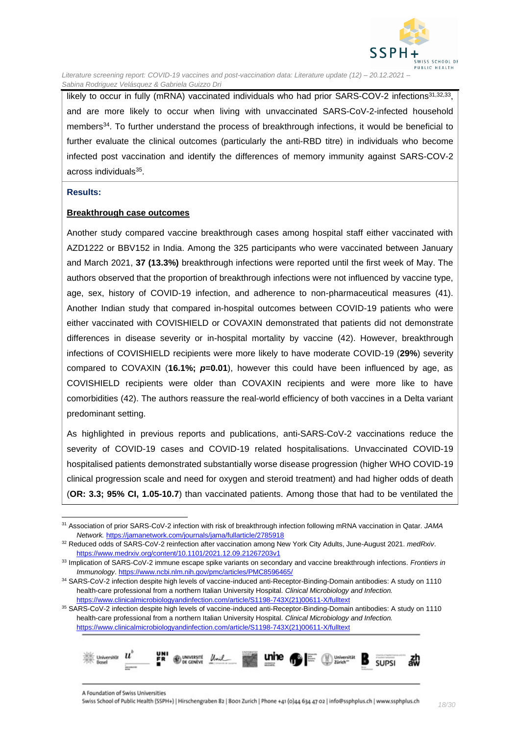likely to occur in fully (mRNA) vaccinated individuals who had prior SARS-COV-2 infections[31,32,33], and are more likely to occur when living with unvaccinated SARS-CoV-2-infected household members[34]. To further understand the process of breakthrough infections, it would be beneficial to further evaluate the clinical outcomes (particularly the anti-RBD titre) in individuals who become infected post vaccination and identify the differences of memory immunity against SARS-COV-2 across individuals[35].

**Results:**

**Breakthrough case outcomes**

Another study compared vaccine breakthrough cases among hospital staff either vaccinated with AZD1222 or BBV152 in India. Among the 325 participants who were vaccinated between January and March 2021, **37 (13.3%)** breakthrough infections were reported until the first week of May. The authors observed that the proportion of breakthrough infections were not influenced by vaccine type, age, sex, history of COVID-19 infection, and adherence to non-pharmaceutical measures (41). Another Indian study that compared in-hospital outcomes between COVID-19 patients who were either vaccinated with COVISHIELD or COVAXIN demonstrated that patients did not demonstrate differences in disease severity or in-hospital mortality by vaccine (42). However, breakthrough infections of COVISHIELD recipients were more likely to have moderate COVID-19 (**29%**) severity compared to COVAXIN (**16.1%; *p*=0.01**), however this could have been influenced by age, as COVISHIELD recipients were older than COVAXIN recipients and were more like to have comorbidities (42). The authors reassure the real-world efficiency of both vaccines in a Delta variant predominant setting.

As highlighted in previous reports and publications, anti-SARS-CoV-2 vaccinations reduce the severity of COVID-19 cases and COVID-19 related hospitalisations. Unvaccinated COVID-19 hospitalised patients demonstrated substantially worse disease progression (higher WHO COVID-19 clinical progression scale and need for oxygen and steroid treatment) and had higher odds of death (**OR: 3.3; 95% CI, 1.05-10.7**) than vaccinated patients. Among those that had to be ventilated the

---

[31] Association of prior SARS-CoV-2 infection with risk of breakthrough infection following mRNA vaccination in Qatar. *JAMA Network.* https://jamanetwork.com/journals/jama/fullarticle/2785918

[32] Reduced odds of SARS-CoV-2 reinfection after vaccination among New York City Adults, June-August 2021. *medRxiv*. https://www.medrxiv.org/content/10.1101/2021.12.09.21267203v1

[33] Implication of SARS-CoV-2 immune escape spike variants on secondary and vaccine breakthrough infections. *Frontiers in Immunology*. https://www.ncbi.nlm.nih.gov/pmc/articles/PMC8596465/

[34] SARS-CoV-2 infection despite high levels of vaccine-induced anti-Receptor-Binding-Domain antibodies: A study on 1110 health-care professional from a northern Italian University Hospital. *Clinical Microbiology and Infection.* https://www.clinicalmicrobiologyandinfection.com/article/S1198-743X(21)00611-X/fulltext

[35] SARS-CoV-2 infection despite high levels of vaccine-induced anti-Receptor-Binding-Domain antibodies: A study on 1110 health-care professional from a northern Italian University Hospital. *Clinical Microbiology and Infection.* https://www.clinicalmicrobiologyandinfection.com/article/S1198-743X(21)00611-X/fulltext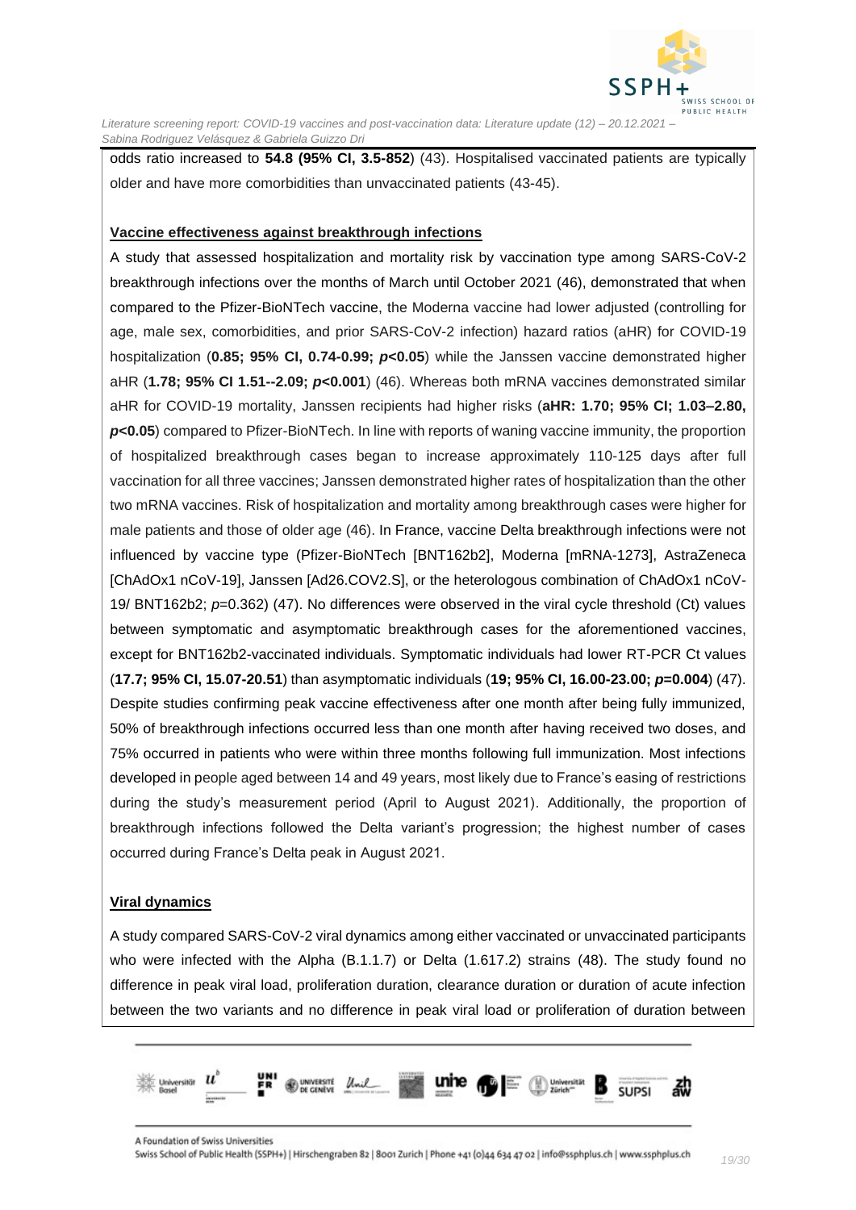odds ratio increased to **54.8 (95% CI, 3.5-852**) (43). Hospitalised vaccinated patients are typically older and have more comorbidities than unvaccinated patients (43-45).

**Vaccine effectiveness against breakthrough infections**

A study that assessed hospitalization and mortality risk by vaccination type among SARS-CoV-2 breakthrough infections over the months of March until October 2021 (46), demonstrated that when compared to the Pfizer-BioNTech vaccine, the Moderna vaccine had lower adjusted (controlling for age, male sex, comorbidities, and prior SARS-CoV-2 infection) hazard ratios (aHR) for COVID-19 hospitalization (**0.85; 95% CI, 0.74-0.99; *p*<0.05**) while the Janssen vaccine demonstrated higher aHR (**1.78; 95% CI 1.51--2.09; *p*<0.001**) (46). Whereas both mRNA vaccines demonstrated similar aHR for COVID-19 mortality, Janssen recipients had higher risks (**aHR: 1.70; 95% CI; 1.03–2.80, *p*<0.05**) compared to Pfizer-BioNTech. In line with reports of waning vaccine immunity, the proportion of hospitalized breakthrough cases began to increase approximately 110-125 days after full vaccination for all three vaccines; Janssen demonstrated higher rates of hospitalization than the other two mRNA vaccines. Risk of hospitalization and mortality among breakthrough cases were higher for male patients and those of older age (46). In France, vaccine Delta breakthrough infections were not influenced by vaccine type (Pfizer-BioNTech [BNT162b2], Moderna [mRNA-1273], AstraZeneca [ChAdOx1 nCoV-19], Janssen [Ad26.COV2.S], or the heterologous combination of ChAdOx1 nCoV-19/ BNT162b2; *p*=0.362) (47). No differences were observed in the viral cycle threshold (Ct) values between symptomatic and asymptomatic breakthrough cases for the aforementioned vaccines, except for BNT162b2-vaccinated individuals. Symptomatic individuals had lower RT-PCR Ct values (**17.7; 95% CI, 15.07-20.51**) than asymptomatic individuals (**19; 95% CI, 16.00-23.00; *p*=0.004**) (47). Despite studies confirming peak vaccine effectiveness after one month after being fully immunized, 50% of breakthrough infections occurred less than one month after having received two doses, and 75% occurred in patients who were within three months following full immunization. Most infections developed in people aged between 14 and 49 years, most likely due to France's easing of restrictions during the study's measurement period (April to August 2021). Additionally, the proportion of breakthrough infections followed the Delta variant's progression; the highest number of cases occurred during France's Delta peak in August 2021.

**Viral dynamics**

A study compared SARS-CoV-2 viral dynamics among either vaccinated or unvaccinated participants who were infected with the Alpha (B.1.1.7) or Delta (1.617.2) strains (48). The study found no difference in peak viral load, proliferation duration, clearance duration or duration of acute infection between the two variants and no difference in peak viral load or proliferation of duration between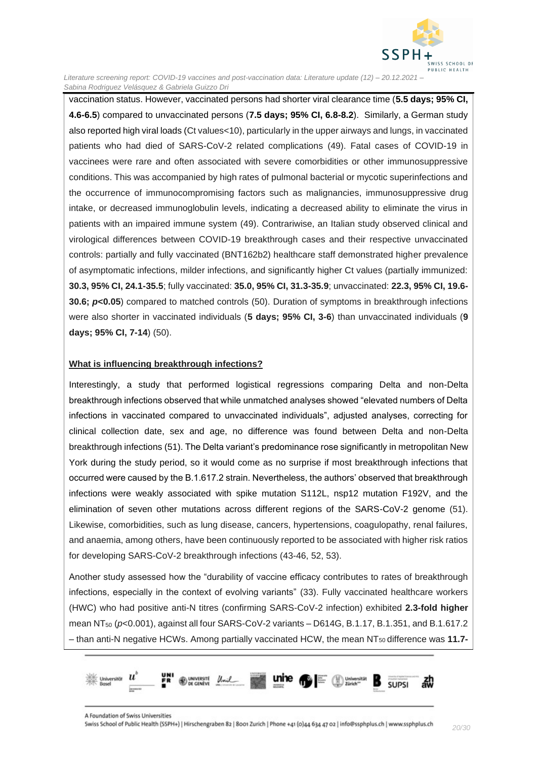vaccination status. However, vaccinated persons had shorter viral clearance time (**5.5 days; 95% CI, 4.6-6.5**) compared to unvaccinated persons (**7.5 days; 95% CI, 6.8-8.2**). Similarly, a German study also reported high viral loads (Ct values<10), particularly in the upper airways and lungs, in vaccinated patients who had died of SARS-CoV-2 related complications (49). Fatal cases of COVID-19 in vaccinees were rare and often associated with severe comorbidities or other immunosuppressive conditions. This was accompanied by high rates of pulmonal bacterial or mycotic superinfections and the occurrence of immunocompromising factors such as malignancies, immunosuppressive drug intake, or decreased immunoglobulin levels, indicating a decreased ability to eliminate the virus in patients with an impaired immune system (49). Contrariwise, an Italian study observed clinical and virological differences between COVID-19 breakthrough cases and their respective unvaccinated controls: partially and fully vaccinated (BNT162b2) healthcare staff demonstrated higher prevalence of asymptomatic infections, milder infections, and significantly higher Ct values (partially immunized: **30.3, 95% CI, 24.1-35.5**; fully vaccinated: **35.0, 95% CI, 31.3-35.9**; unvaccinated: **22.3, 95% CI, 19.6-30.6; *p*<0.05**) compared to matched controls (50). Duration of symptoms in breakthrough infections were also shorter in vaccinated individuals (**5 days; 95% CI, 3-6**) than unvaccinated individuals (**9 days; 95% CI, 7-14**) (50).

**What is influencing breakthrough infections?**

Interestingly, a study that performed logistical regressions comparing Delta and non-Delta breakthrough infections observed that while unmatched analyses showed "elevated numbers of Delta infections in vaccinated compared to unvaccinated individuals", adjusted analyses, correcting for clinical collection date, sex and age, no difference was found between Delta and non-Delta breakthrough infections (51). The Delta variant's predominance rose significantly in metropolitan New York during the study period, so it would come as no surprise if most breakthrough infections that occurred were caused by the B.1.617.2 strain. Nevertheless, the authors' observed that breakthrough infections were weakly associated with spike mutation S112L, nsp12 mutation F192V, and the elimination of seven other mutations across different regions of the SARS-CoV-2 genome (51). Likewise, comorbidities, such as lung disease, cancers, hypertensions, coagulopathy, renal failures, and anaemia, among others, have been continuously reported to be associated with higher risk ratios for developing SARS-CoV-2 breakthrough infections (43-46, 52, 53).

Another study assessed how the "durability of vaccine efficacy contributes to rates of breakthrough infections, especially in the context of evolving variants" (33). Fully vaccinated healthcare workers (HWC) who had positive anti-N titres (confirming SARS-CoV-2 infection) exhibited **2.3-fold higher** mean $NT_{50}$ ($p$<0.001), against all four SARS-CoV-2 variants – D614G, B.1.17, B.1.351, and B.1.617.2 – than anti-N negative HCWs. Among partially vaccinated HCW, the mean $NT_{50}$ difference was **11.7-**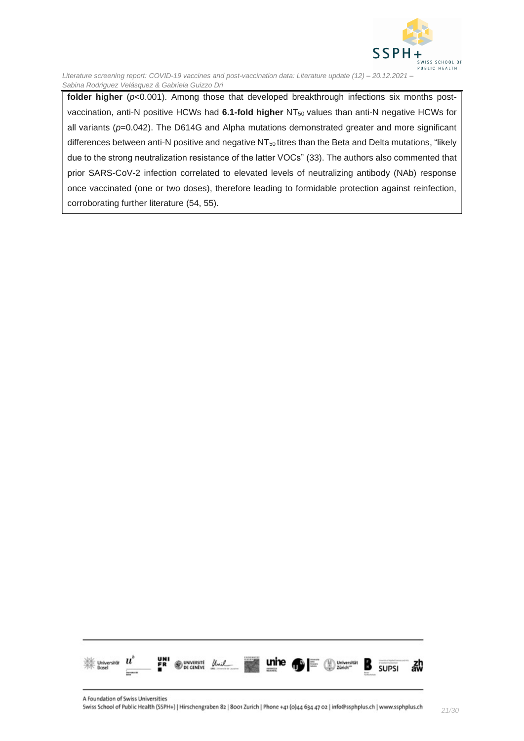**folder higher** ($p$<0.001). Among those that developed breakthrough infections six months post-vaccination, anti-N positive HCWs had **6.1-fold higher** $NT_{50}$ values than anti-N negative HCWs for all variants ($p$=0.042). The D614G and Alpha mutations demonstrated greater and more significant differences between anti-N positive and negative $NT_{50}$ titres than the Beta and Delta mutations, "likely due to the strong neutralization resistance of the latter VOCs" (33). The authors also commented that prior SARS-CoV-2 infection correlated to elevated levels of neutralizing antibody (NAb) response once vaccinated (one or two doses), therefore leading to formidable protection against reinfection, corroborating further literature (54, 55).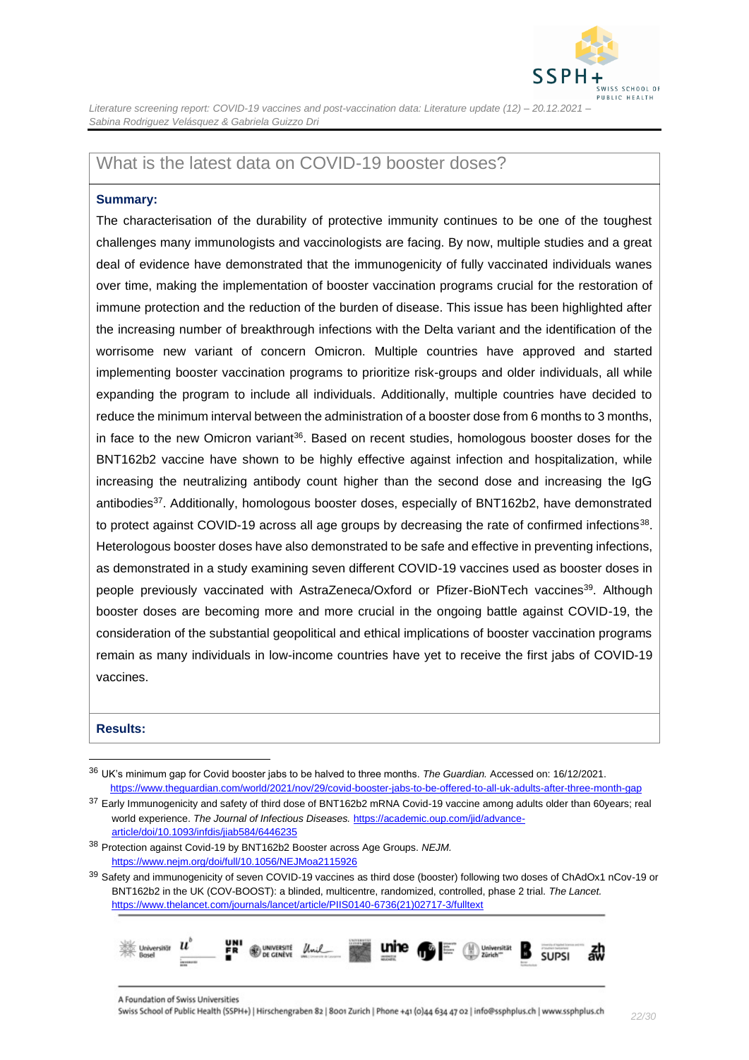## What is the latest data on COVID-19 booster doses?

**Summary:**

The characterisation of the durability of protective immunity continues to be one of the toughest challenges many immunologists and vaccinologists are facing. By now, multiple studies and a great deal of evidence have demonstrated that the immunogenicity of fully vaccinated individuals wanes over time, making the implementation of booster vaccination programs crucial for the restoration of immune protection and the reduction of the burden of disease. This issue has been highlighted after the increasing number of breakthrough infections with the Delta variant and the identification of the worrisome new variant of concern Omicron. Multiple countries have approved and started implementing booster vaccination programs to prioritize risk-groups and older individuals, all while expanding the program to include all individuals. Additionally, multiple countries have decided to reduce the minimum interval between the administration of a booster dose from 6 months to 3 months, in face to the new Omicron variant[36]. Based on recent studies, homologous booster doses for the BNT162b2 vaccine have shown to be highly effective against infection and hospitalization, while increasing the neutralizing antibody count higher than the second dose and increasing the IgG antibodies[37]. Additionally, homologous booster doses, especially of BNT162b2, have demonstrated to protect against COVID-19 across all age groups by decreasing the rate of confirmed infections[38]. Heterologous booster doses have also demonstrated to be safe and effective in preventing infections, as demonstrated in a study examining seven different COVID-19 vaccines used as booster doses in people previously vaccinated with AstraZeneca/Oxford or Pfizer-BioNTech vaccines[39]. Although booster doses are becoming more and more crucial in the ongoing battle against COVID-19, the consideration of the substantial geopolitical and ethical implications of booster vaccination programs remain as many individuals in low-income countries have yet to receive the first jabs of COVID-19 vaccines.

**Results:**

---

[36] UK's minimum gap for Covid booster jabs to be halved to three months. *The Guardian.* Accessed on: 16/12/2021. https://www.theguardian.com/world/2021/nov/29/covid-booster-jabs-to-be-offered-to-all-uk-adults-after-three-month-gap

[37] Early Immunogenicity and safety of third dose of BNT162b2 mRNA Covid-19 vaccine among adults older than 60years; real world experience. *The Journal of Infectious Diseases.* https://academic.oup.com/jid/advance-article/doi/10.1093/infdis/jiab584/6446235

[38] Protection against Covid-19 by BNT162b2 Booster across Age Groups. *NEJM.* https://www.nejm.org/doi/full/10.1056/NEJMoa2115926

[39] Safety and immunogenicity of seven COVID-19 vaccines as third dose (booster) following two doses of ChAdOx1 nCov-19 or BNT162b2 in the UK (COV-BOOST): a blinded, multicentre, randomized, controlled, phase 2 trial. *The Lancet.* https://www.thelancet.com/journals/lancet/article/PIIS0140-6736(21)02717-3/fulltext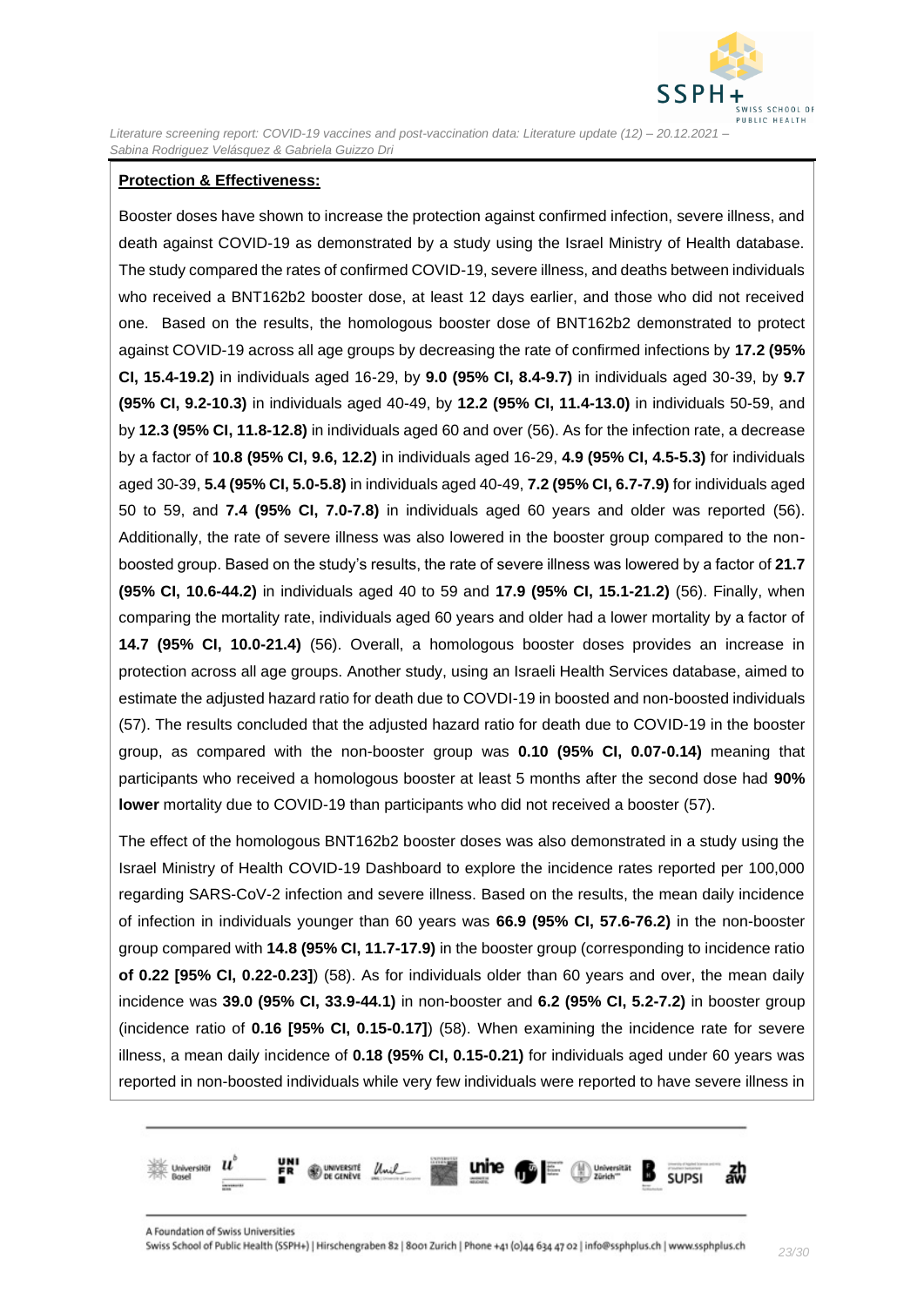**Protection & Effectiveness:**

Booster doses have shown to increase the protection against confirmed infection, severe illness, and death against COVID-19 as demonstrated by a study using the Israel Ministry of Health database. The study compared the rates of confirmed COVID-19, severe illness, and deaths between individuals who received a BNT162b2 booster dose, at least 12 days earlier, and those who did not received one. Based on the results, the homologous booster dose of BNT162b2 demonstrated to protect against COVID-19 across all age groups by decreasing the rate of confirmed infections by **17.2 (95% CI, 15.4-19.2)** in individuals aged 16-29, by **9.0 (95% CI, 8.4-9.7)** in individuals aged 30-39, by **9.7 (95% CI, 9.2-10.3)** in individuals aged 40-49, by **12.2 (95% CI, 11.4-13.0)** in individuals 50-59, and by **12.3 (95% CI, 11.8-12.8)** in individuals aged 60 and over (56). As for the infection rate, a decrease by a factor of **10.8 (95% CI, 9.6, 12.2)** in individuals aged 16-29, **4.9 (95% CI, 4.5-5.3)** for individuals aged 30-39, **5.4 (95% CI, 5.0-5.8)** in individuals aged 40-49, **7.2 (95% CI, 6.7-7.9)** for individuals aged 50 to 59, and **7.4 (95% CI, 7.0-7.8)** in individuals aged 60 years and older was reported (56). Additionally, the rate of severe illness was also lowered in the booster group compared to the non-boosted group. Based on the study's results, the rate of severe illness was lowered by a factor of **21.7 (95% CI, 10.6-44.2)** in individuals aged 40 to 59 and **17.9 (95% CI, 15.1-21.2)** (56). Finally, when comparing the mortality rate, individuals aged 60 years and older had a lower mortality by a factor of **14.7 (95% CI, 10.0-21.4)** (56). Overall, a homologous booster doses provides an increase in protection across all age groups. Another study, using an Israeli Health Services database, aimed to estimate the adjusted hazard ratio for death due to COVDI-19 in boosted and non-boosted individuals (57). The results concluded that the adjusted hazard ratio for death due to COVID-19 in the booster group, as compared with the non-booster group was **0.10 (95% CI, 0.07-0.14)** meaning that participants who received a homologous booster at least 5 months after the second dose had **90% lower** mortality due to COVID-19 than participants who did not received a booster (57).

The effect of the homologous BNT162b2 booster doses was also demonstrated in a study using the Israel Ministry of Health COVID-19 Dashboard to explore the incidence rates reported per 100,000 regarding SARS-CoV-2 infection and severe illness. Based on the results, the mean daily incidence of infection in individuals younger than 60 years was **66.9 (95% CI, 57.6-76.2)** in the non-booster group compared with **14.8 (95% CI, 11.7-17.9)** in the booster group (corresponding to incidence ratio **of 0.22 [95% CI, 0.22-0.23]**) (58). As for individuals older than 60 years and over, the mean daily incidence was **39.0 (95% CI, 33.9-44.1)** in non-booster and **6.2 (95% CI, 5.2-7.2)** in booster group (incidence ratio of **0.16 [95% CI, 0.15-0.17]**) (58). When examining the incidence rate for severe illness, a mean daily incidence of **0.18 (95% CI, 0.15-0.21)** for individuals aged under 60 years was reported in non-boosted individuals while very few individuals were reported to have severe illness in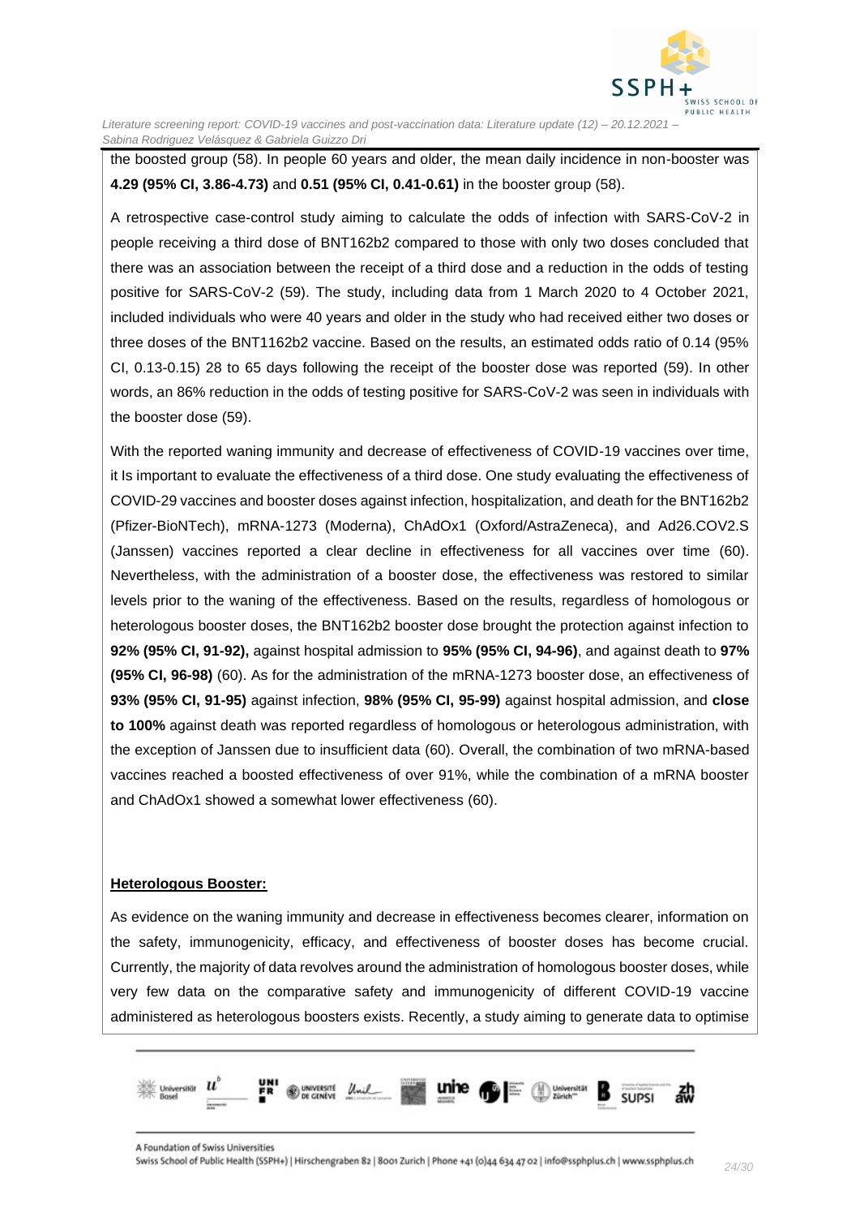the boosted group (58). In people 60 years and older, the mean daily incidence in non-booster was **4.29 (95% CI, 3.86-4.73)** and **0.51 (95% CI, 0.41-0.61)** in the booster group (58).

A retrospective case-control study aiming to calculate the odds of infection with SARS-CoV-2 in people receiving a third dose of BNT162b2 compared to those with only two doses concluded that there was an association between the receipt of a third dose and a reduction in the odds of testing positive for SARS-CoV-2 (59). The study, including data from 1 March 2020 to 4 October 2021, included individuals who were 40 years and older in the study who had received either two doses or three doses of the BNT1162b2 vaccine. Based on the results, an estimated odds ratio of 0.14 (95% CI, 0.13-0.15) 28 to 65 days following the receipt of the booster dose was reported (59). In other words, an 86% reduction in the odds of testing positive for SARS-CoV-2 was seen in individuals with the booster dose (59).

With the reported waning immunity and decrease of effectiveness of COVID-19 vaccines over time, it Is important to evaluate the effectiveness of a third dose. One study evaluating the effectiveness of COVID-29 vaccines and booster doses against infection, hospitalization, and death for the BNT162b2 (Pfizer-BioNTech), mRNA-1273 (Moderna), ChAdOx1 (Oxford/AstraZeneca), and Ad26.COV2.S (Janssen) vaccines reported a clear decline in effectiveness for all vaccines over time (60). Nevertheless, with the administration of a booster dose, the effectiveness was restored to similar levels prior to the waning of the effectiveness. Based on the results, regardless of homologous or heterologous booster doses, the BNT162b2 booster dose brought the protection against infection to **92% (95% CI, 91-92),** against hospital admission to **95% (95% CI, 94-96)**, and against death to **97% (95% CI, 96-98)** (60). As for the administration of the mRNA-1273 booster dose, an effectiveness of **93% (95% CI, 91-95)** against infection, **98% (95% CI, 95-99)** against hospital admission, and **close to 100%** against death was reported regardless of homologous or heterologous administration, with the exception of Janssen due to insufficient data (60). Overall, the combination of two mRNA-based vaccines reached a boosted effectiveness of over 91%, while the combination of a mRNA booster and ChAdOx1 showed a somewhat lower effectiveness (60).

**Heterologous Booster:**

As evidence on the waning immunity and decrease in effectiveness becomes clearer, information on the safety, immunogenicity, efficacy, and effectiveness of booster doses has become crucial. Currently, the majority of data revolves around the administration of homologous booster doses, while very few data on the comparative safety and immunogenicity of different COVID-19 vaccine administered as heterologous boosters exists. Recently, a study aiming to generate data to optimise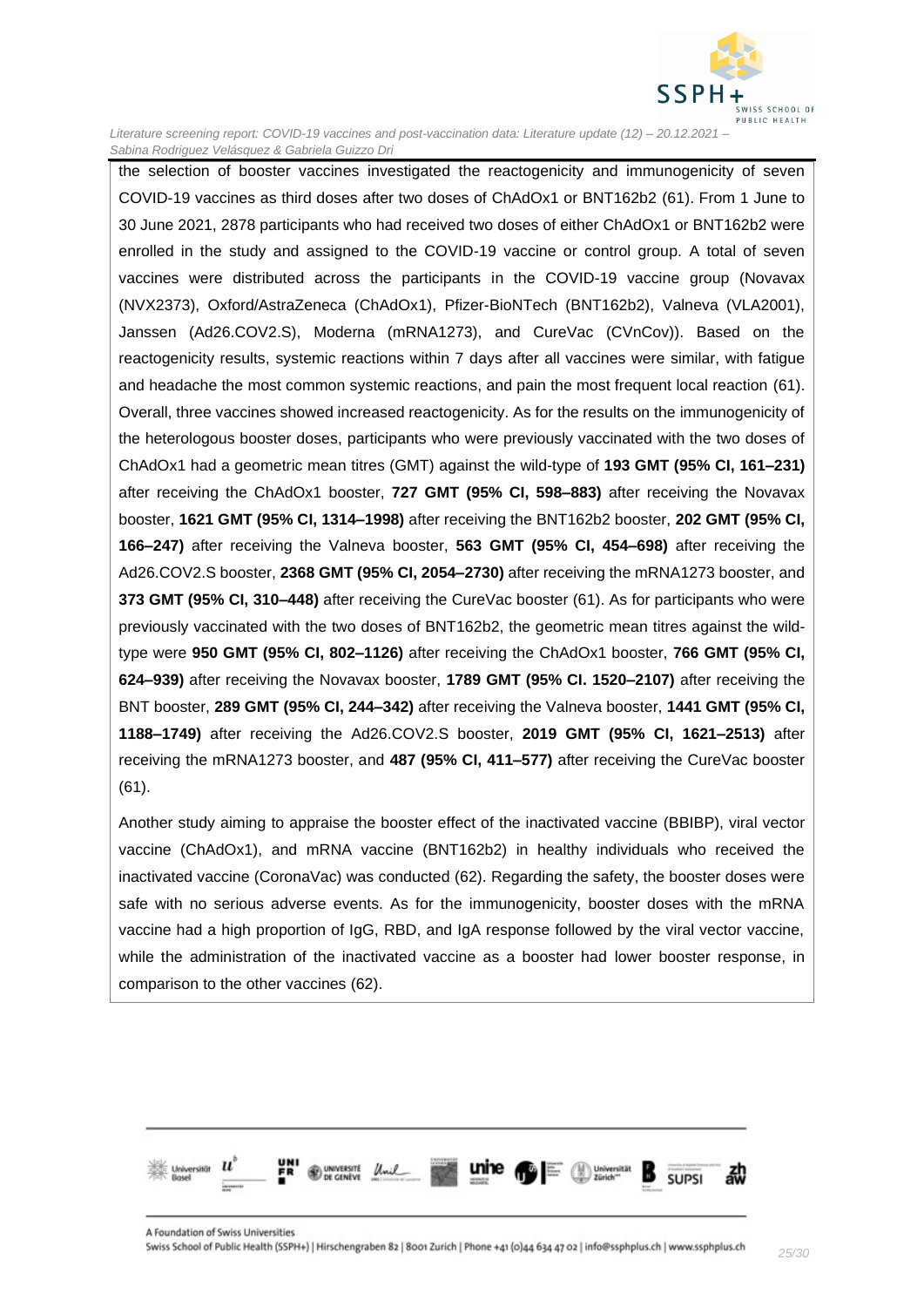the selection of booster vaccines investigated the reactogenicity and immunogenicity of seven COVID-19 vaccines as third doses after two doses of ChAdOx1 or BNT162b2 (61). From 1 June to 30 June 2021, 2878 participants who had received two doses of either ChAdOx1 or BNT162b2 were enrolled in the study and assigned to the COVID-19 vaccine or control group. A total of seven vaccines were distributed across the participants in the COVID-19 vaccine group (Novavax (NVX2373), Oxford/AstraZeneca (ChAdOx1), Pfizer-BioNTech (BNT162b2), Valneva (VLA2001), Janssen (Ad26.COV2.S), Moderna (mRNA1273), and CureVac (CVnCov)). Based on the reactogenicity results, systemic reactions within 7 days after all vaccines were similar, with fatigue and headache the most common systemic reactions, and pain the most frequent local reaction (61). Overall, three vaccines showed increased reactogenicity. As for the results on the immunogenicity of the heterologous booster doses, participants who were previously vaccinated with the two doses of ChAdOx1 had a geometric mean titres (GMT) against the wild-type of **193 GMT (95% CI, 161–231)** after receiving the ChAdOx1 booster, **727 GMT (95% CI, 598–883)** after receiving the Novavax booster, **1621 GMT (95% CI, 1314–1998)** after receiving the BNT162b2 booster, **202 GMT (95% CI, 166–247)** after receiving the Valneva booster, **563 GMT (95% CI, 454–698)** after receiving the Ad26.COV2.S booster, **2368 GMT (95% CI, 2054–2730)** after receiving the mRNA1273 booster, and **373 GMT (95% CI, 310–448)** after receiving the CureVac booster (61). As for participants who were previously vaccinated with the two doses of BNT162b2, the geometric mean titres against the wild-type were **950 GMT (95% CI, 802–1126)** after receiving the ChAdOx1 booster, **766 GMT (95% CI, 624–939)** after receiving the Novavax booster, **1789 GMT (95% CI. 1520–2107)** after receiving the BNT booster, **289 GMT (95% CI, 244–342)** after receiving the Valneva booster, **1441 GMT (95% CI, 1188–1749)** after receiving the Ad26.COV2.S booster, **2019 GMT (95% CI, 1621–2513)** after receiving the mRNA1273 booster, and **487 (95% CI, 411–577)** after receiving the CureVac booster (61).

Another study aiming to appraise the booster effect of the inactivated vaccine (BBIBP), viral vector vaccine (ChAdOx1), and mRNA vaccine (BNT162b2) in healthy individuals who received the inactivated vaccine (CoronaVac) was conducted (62). Regarding the safety, the booster doses were safe with no serious adverse events. As for the immunogenicity, booster doses with the mRNA vaccine had a high proportion of IgG, RBD, and IgA response followed by the viral vector vaccine, while the administration of the inactivated vaccine as a booster had lower booster response, in comparison to the other vaccines (62).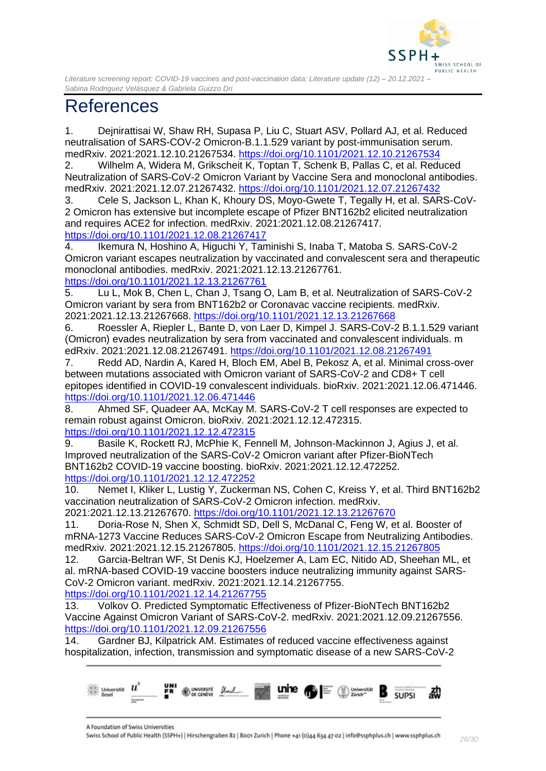# References

1. Dejnirattisai W, Shaw RH, Supasa P, Liu C, Stuart ASV, Pollard AJ, et al. Reduced neutralisation of SARS-COV-2 Omicron-B.1.1.529 variant by post-immunisation serum. medRxiv. 2021:2021.12.10.21267534. https://doi.org/10.1101/2021.12.10.21267534
2. Wilhelm A, Widera M, Grikscheit K, Toptan T, Schenk B, Pallas C, et al. Reduced Neutralization of SARS-CoV-2 Omicron Variant by Vaccine Sera and monoclonal antibodies. medRxiv. 2021:2021.12.07.21267432. https://doi.org/10.1101/2021.12.07.21267432
3. Cele S, Jackson L, Khan K, Khoury DS, Moyo-Gwete T, Tegally H, et al. SARS-CoV-2 Omicron has extensive but incomplete escape of Pfizer BNT162b2 elicited neutralization and requires ACE2 for infection. medRxiv. 2021:2021.12.08.21267417. https://doi.org/10.1101/2021.12.08.21267417
4. Ikemura N, Hoshino A, Higuchi Y, Taminishi S, Inaba T, Matoba S. SARS-CoV-2 Omicron variant escapes neutralization by vaccinated and convalescent sera and therapeutic monoclonal antibodies. medRxiv. 2021:2021.12.13.21267761. https://doi.org/10.1101/2021.12.13.21267761
5. Lu L, Mok B, Chen L, Chan J, Tsang O, Lam B, et al. Neutralization of SARS-CoV-2 Omicron variant by sera from BNT162b2 or Coronavac vaccine recipients. medRxiv. 2021:2021.12.13.21267668. https://doi.org/10.1101/2021.12.13.21267668
6. Roessler A, Riepler L, Bante D, von Laer D, Kimpel J. SARS-CoV-2 B.1.1.529 variant (Omicron) evades neutralization by sera from vaccinated and convalescent individuals. m edRxiv. 2021:2021.12.08.21267491. https://doi.org/10.1101/2021.12.08.21267491
7. Redd AD, Nardin A, Kared H, Bloch EM, Abel B, Pekosz A, et al. Minimal cross-over between mutations associated with Omicron variant of SARS-CoV-2 and CD8+ T cell epitopes identified in COVID-19 convalescent individuals. bioRxiv. 2021:2021.12.06.471446. https://doi.org/10.1101/2021.12.06.471446
8. Ahmed SF, Quadeer AA, McKay M. SARS-CoV-2 T cell responses are expected to remain robust against Omicron. bioRxiv. 2021:2021.12.12.472315. https://doi.org/10.1101/2021.12.12.472315
9. Basile K, Rockett RJ, McPhie K, Fennell M, Johnson-Mackinnon J, Agius J, et al. Improved neutralization of the SARS-CoV-2 Omicron variant after Pfizer-BioNTech BNT162b2 COVID-19 vaccine boosting. bioRxiv. 2021:2021.12.12.472252. https://doi.org/10.1101/2021.12.12.472252
10. Nemet I, Kliker L, Lustig Y, Zuckerman NS, Cohen C, Kreiss Y, et al. Third BNT162b2 vaccination neutralization of SARS-CoV-2 Omicron infection. medRxiv. 2021:2021.12.13.21267670. https://doi.org/10.1101/2021.12.13.21267670
11. Doria-Rose N, Shen X, Schmidt SD, Dell S, McDanal C, Feng W, et al. Booster of mRNA-1273 Vaccine Reduces SARS-CoV-2 Omicron Escape from Neutralizing Antibodies. medRxiv. 2021:2021.12.15.21267805. https://doi.org/10.1101/2021.12.15.21267805
12. Garcia-Beltran WF, St Denis KJ, Hoelzemer A, Lam EC, Nitido AD, Sheehan ML, et al. mRNA-based COVID-19 vaccine boosters induce neutralizing immunity against SARS-CoV-2 Omicron variant. medRxiv. 2021:2021.12.14.21267755. https://doi.org/10.1101/2021.12.14.21267755
13. Volkov O. Predicted Symptomatic Effectiveness of Pfizer-BioNTech BNT162b2 Vaccine Against Omicron Variant of SARS-CoV-2. medRxiv. 2021:2021.12.09.21267556. https://doi.org/10.1101/2021.12.09.21267556
14. Gardner BJ, Kilpatrick AM. Estimates of reduced vaccine effectiveness against hospitalization, infection, transmission and symptomatic disease of a new SARS-CoV-2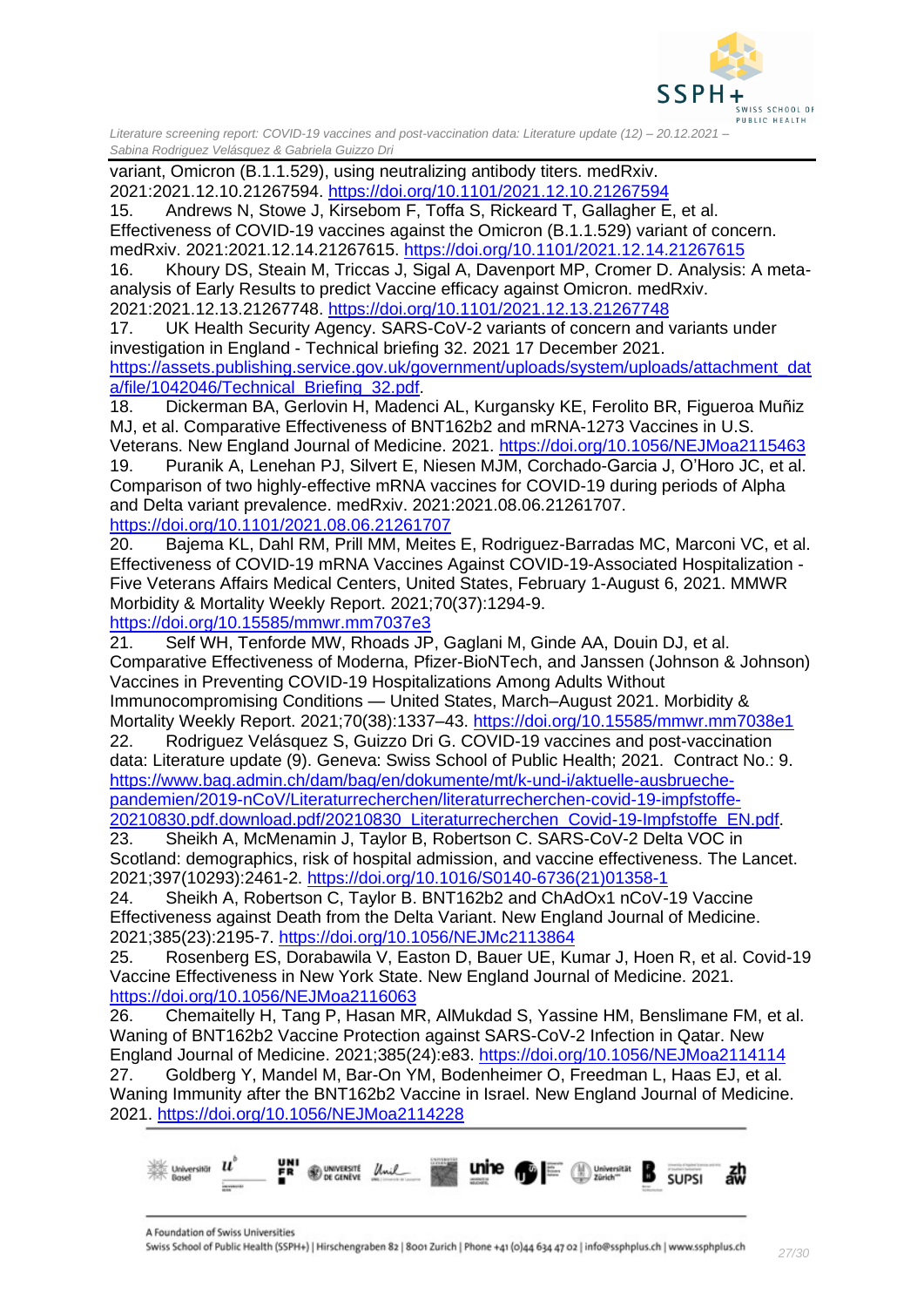variant, Omicron (B.1.1.529), using neutralizing antibody titers. medRxiv. 2021:2021.12.10.21267594. https://doi.org/10.1101/2021.12.10.21267594

15. Andrews N, Stowe J, Kirsebom F, Toffa S, Rickeard T, Gallagher E, et al. Effectiveness of COVID-19 vaccines against the Omicron (B.1.1.529) variant of concern. medRxiv. 2021:2021.12.14.21267615. https://doi.org/10.1101/2021.12.14.21267615

16. Khoury DS, Steain M, Triccas J, Sigal A, Davenport MP, Cromer D. Analysis: A meta-analysis of Early Results to predict Vaccine efficacy against Omicron. medRxiv. 2021:2021.12.13.21267748. https://doi.org/10.1101/2021.12.13.21267748

17. UK Health Security Agency. SARS-CoV-2 variants of concern and variants under investigation in England - Technical briefing 32. 2021 17 December 2021. https://assets.publishing.service.gov.uk/government/uploads/system/uploads/attachment_data/file/1042046/Technical_Briefing_32.pdf.

18. Dickerman BA, Gerlovin H, Madenci AL, Kurgansky KE, Ferolito BR, Figueroa Muñiz MJ, et al. Comparative Effectiveness of BNT162b2 and mRNA-1273 Vaccines in U.S. Veterans. New England Journal of Medicine. 2021. https://doi.org/10.1056/NEJMoa2115463

19. Puranik A, Lenehan PJ, Silvert E, Niesen MJM, Corchado-Garcia J, O'Horo JC, et al. Comparison of two highly-effective mRNA vaccines for COVID-19 during periods of Alpha and Delta variant prevalence. medRxiv. 2021:2021.08.06.21261707. https://doi.org/10.1101/2021.08.06.21261707

20. Bajema KL, Dahl RM, Prill MM, Meites E, Rodriguez-Barradas MC, Marconi VC, et al. Effectiveness of COVID-19 mRNA Vaccines Against COVID-19-Associated Hospitalization - Five Veterans Affairs Medical Centers, United States, February 1-August 6, 2021. MMWR Morbidity & Mortality Weekly Report. 2021;70(37):1294-9. https://doi.org/10.15585/mmwr.mm7037e3

21. Self WH, Tenforde MW, Rhoads JP, Gaglani M, Ginde AA, Douin DJ, et al. Comparative Effectiveness of Moderna, Pfizer-BioNTech, and Janssen (Johnson & Johnson) Vaccines in Preventing COVID-19 Hospitalizations Among Adults Without Immunocompromising Conditions — United States, March–August 2021. Morbidity & Mortality Weekly Report. 2021;70(38):1337–43. https://doi.org/10.15585/mmwr.mm7038e1

22. Rodriguez Velásquez S, Guizzo Dri G. COVID-19 vaccines and post-vaccination data: Literature update (9). Geneva: Swiss School of Public Health; 2021. Contract No.: 9. https://www.bag.admin.ch/dam/bag/en/dokumente/mt/k-und-i/aktuelle-ausbrueche-pandemien/2019-nCoV/Literaturrecherchen/literaturrecherchen-covid-19-impfstoffe-20210830.pdf.download.pdf/20210830_Literaturrecherchen_Covid-19-Impfstoffe_EN.pdf.

23. Sheikh A, McMenamin J, Taylor B, Robertson C. SARS-CoV-2 Delta VOC in Scotland: demographics, risk of hospital admission, and vaccine effectiveness. The Lancet. 2021;397(10293):2461-2. https://doi.org/10.1016/S0140-6736(21)01358-1

24. Sheikh A, Robertson C, Taylor B. BNT162b2 and ChAdOx1 nCoV-19 Vaccine Effectiveness against Death from the Delta Variant. New England Journal of Medicine. 2021;385(23):2195-7. https://doi.org/10.1056/NEJMc2113864

25. Rosenberg ES, Dorabawila V, Easton D, Bauer UE, Kumar J, Hoen R, et al. Covid-19 Vaccine Effectiveness in New York State. New England Journal of Medicine. 2021. https://doi.org/10.1056/NEJMoa2116063

26. Chemaitelly H, Tang P, Hasan MR, AlMukdad S, Yassine HM, Benslimane FM, et al. Waning of BNT162b2 Vaccine Protection against SARS-CoV-2 Infection in Qatar. New England Journal of Medicine. 2021;385(24):e83. https://doi.org/10.1056/NEJMoa2114114

27. Goldberg Y, Mandel M, Bar-On YM, Bodenheimer O, Freedman L, Haas EJ, et al. Waning Immunity after the BNT162b2 Vaccine in Israel. New England Journal of Medicine. 2021. https://doi.org/10.1056/NEJMoa2114228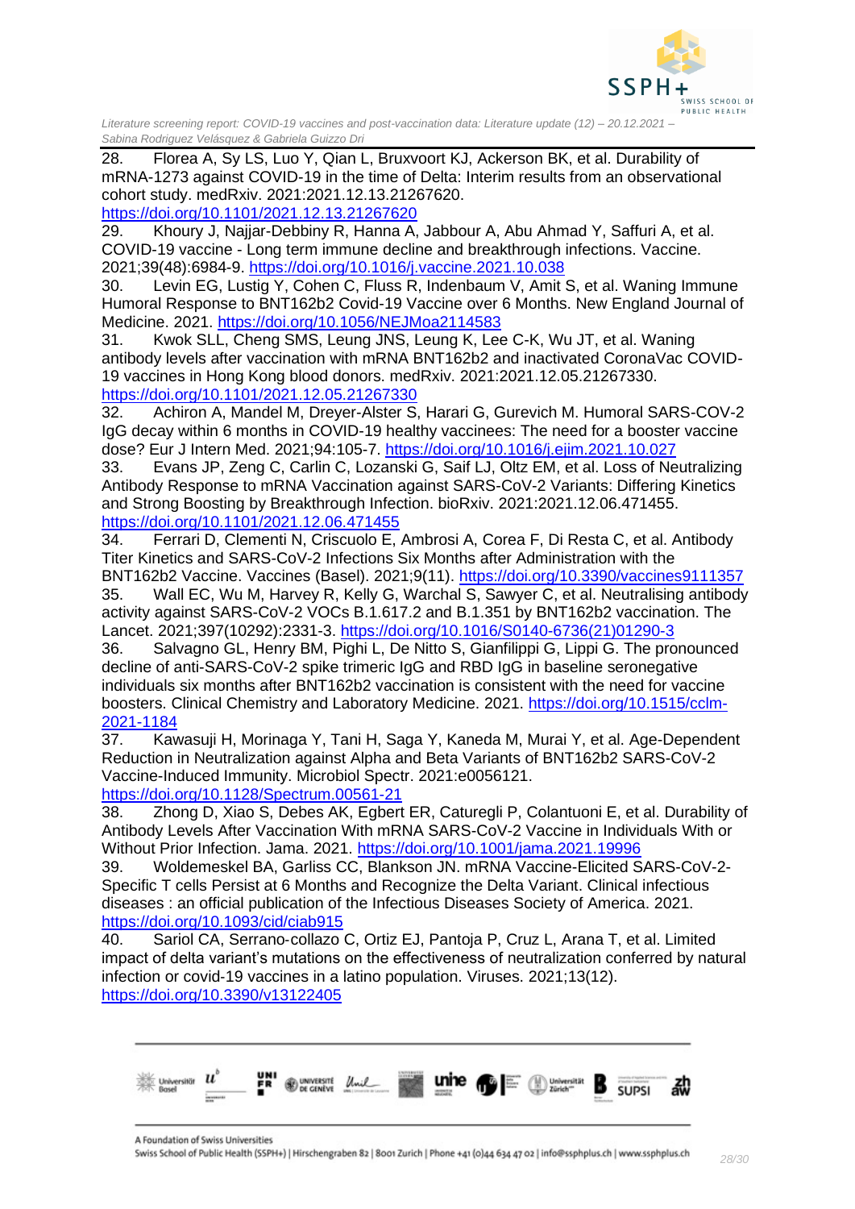28. Florea A, Sy LS, Luo Y, Qian L, Bruxvoort KJ, Ackerson BK, et al. Durability of mRNA-1273 against COVID-19 in the time of Delta: Interim results from an observational cohort study. medRxiv. 2021:2021.12.13.21267620. https://doi.org/10.1101/2021.12.13.21267620

29. Khoury J, Najjar-Debbiny R, Hanna A, Jabbour A, Abu Ahmad Y, Saffuri A, et al. COVID-19 vaccine - Long term immune decline and breakthrough infections. Vaccine. 2021;39(48):6984-9. https://doi.org/10.1016/j.vaccine.2021.10.038

30. Levin EG, Lustig Y, Cohen C, Fluss R, Indenbaum V, Amit S, et al. Waning Immune Humoral Response to BNT162b2 Covid-19 Vaccine over 6 Months. New England Journal of Medicine. 2021. https://doi.org/10.1056/NEJMoa2114583

31. Kwok SLL, Cheng SMS, Leung JNS, Leung K, Lee C-K, Wu JT, et al. Waning antibody levels after vaccination with mRNA BNT162b2 and inactivated CoronaVac COVID-19 vaccines in Hong Kong blood donors. medRxiv. 2021:2021.12.05.21267330. https://doi.org/10.1101/2021.12.05.21267330

32. Achiron A, Mandel M, Dreyer-Alster S, Harari G, Gurevich M. Humoral SARS-COV-2 IgG decay within 6 months in COVID-19 healthy vaccinees: The need for a booster vaccine dose? Eur J Intern Med. 2021;94:105-7. https://doi.org/10.1016/j.ejim.2021.10.027

33. Evans JP, Zeng C, Carlin C, Lozanski G, Saif LJ, Oltz EM, et al. Loss of Neutralizing Antibody Response to mRNA Vaccination against SARS-CoV-2 Variants: Differing Kinetics and Strong Boosting by Breakthrough Infection. bioRxiv. 2021:2021.12.06.471455. https://doi.org/10.1101/2021.12.06.471455

34. Ferrari D, Clementi N, Criscuolo E, Ambrosi A, Corea F, Di Resta C, et al. Antibody Titer Kinetics and SARS-CoV-2 Infections Six Months after Administration with the BNT162b2 Vaccine. Vaccines (Basel). 2021;9(11). https://doi.org/10.3390/vaccines9111357

35. Wall EC, Wu M, Harvey R, Kelly G, Warchal S, Sawyer C, et al. Neutralising antibody activity against SARS-CoV-2 VOCs B.1.617.2 and B.1.351 by BNT162b2 vaccination. The Lancet. 2021;397(10292):2331-3. https://doi.org/10.1016/S0140-6736(21)01290-3

36. Salvagno GL, Henry BM, Pighi L, De Nitto S, Gianfilippi G, Lippi G. The pronounced decline of anti-SARS-CoV-2 spike trimeric IgG and RBD IgG in baseline seronegative individuals six months after BNT162b2 vaccination is consistent with the need for vaccine boosters. Clinical Chemistry and Laboratory Medicine. 2021. https://doi.org/10.1515/cclm-2021-1184

37. Kawasuji H, Morinaga Y, Tani H, Saga Y, Kaneda M, Murai Y, et al. Age-Dependent Reduction in Neutralization against Alpha and Beta Variants of BNT162b2 SARS-CoV-2 Vaccine-Induced Immunity. Microbiol Spectr. 2021:e0056121. https://doi.org/10.1128/Spectrum.00561-21

38. Zhong D, Xiao S, Debes AK, Egbert ER, Caturegli P, Colantuoni E, et al. Durability of Antibody Levels After Vaccination With mRNA SARS-CoV-2 Vaccine in Individuals With or Without Prior Infection. Jama. 2021. https://doi.org/10.1001/jama.2021.19996

39. Woldemeskel BA, Garliss CC, Blankson JN. mRNA Vaccine-Elicited SARS-CoV-2-Specific T cells Persist at 6 Months and Recognize the Delta Variant. Clinical infectious diseases : an official publication of the Infectious Diseases Society of America. 2021. https://doi.org/10.1093/cid/ciab915

40. Sariol CA, Serrano-collazo C, Ortiz EJ, Pantoja P, Cruz L, Arana T, et al. Limited impact of delta variant's mutations on the effectiveness of neutralization conferred by natural infection or covid-19 vaccines in a latino population. Viruses. 2021;13(12). https://doi.org/10.3390/v13122405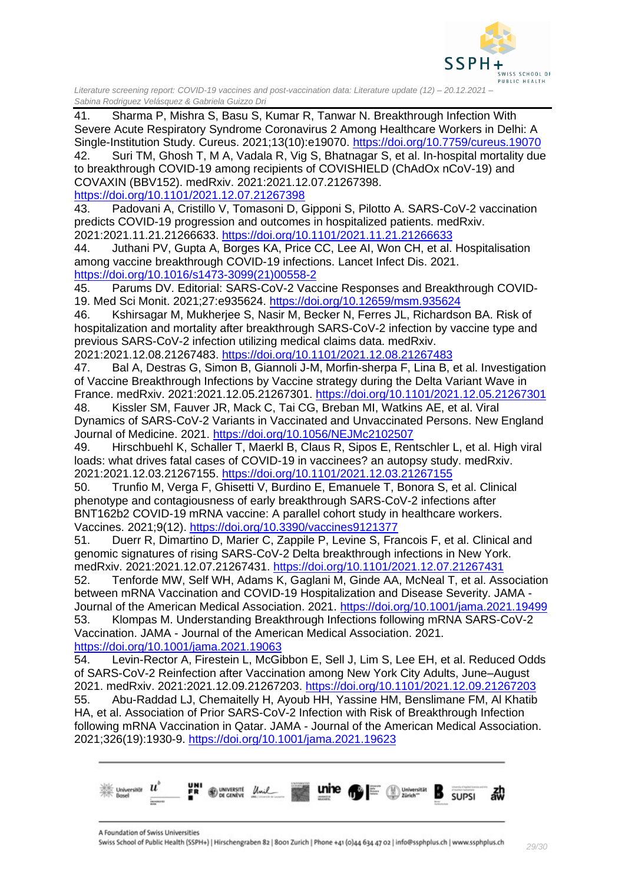41. Sharma P, Mishra S, Basu S, Kumar R, Tanwar N. Breakthrough Infection With Severe Acute Respiratory Syndrome Coronavirus 2 Among Healthcare Workers in Delhi: A Single-Institution Study. Cureus. 2021;13(10):e19070. https://doi.org/10.7759/cureus.19070
42. Suri TM, Ghosh T, M A, Vadala R, Vig S, Bhatnagar S, et al. In-hospital mortality due to breakthrough COVID-19 among recipients of COVISHIELD (ChAdOx nCoV-19) and COVAXIN (BBV152). medRxiv. 2021:2021.12.07.21267398. https://doi.org/10.1101/2021.12.07.21267398
43. Padovani A, Cristillo V, Tomasoni D, Gipponi S, Pilotto A. SARS-CoV-2 vaccination predicts COVID-19 progression and outcomes in hospitalized patients. medRxiv. 2021:2021.11.21.21266633. https://doi.org/10.1101/2021.11.21.21266633
44. Juthani PV, Gupta A, Borges KA, Price CC, Lee AI, Won CH, et al. Hospitalisation among vaccine breakthrough COVID-19 infections. Lancet Infect Dis. 2021. https://doi.org/10.1016/s1473-3099(21)00558-2
45. Parums DV. Editorial: SARS-CoV-2 Vaccine Responses and Breakthrough COVID-19. Med Sci Monit. 2021;27:e935624. https://doi.org/10.12659/msm.935624
46. Kshirsagar M, Mukherjee S, Nasir M, Becker N, Ferres JL, Richardson BA. Risk of hospitalization and mortality after breakthrough SARS-CoV-2 infection by vaccine type and previous SARS-CoV-2 infection utilizing medical claims data. medRxiv. 2021:2021.12.08.21267483. https://doi.org/10.1101/2021.12.08.21267483
47. Bal A, Destras G, Simon B, Giannoli J-M, Morfin-sherpa F, Lina B, et al. Investigation of Vaccine Breakthrough Infections by Vaccine strategy during the Delta Variant Wave in France. medRxiv. 2021:2021.12.05.21267301. https://doi.org/10.1101/2021.12.05.21267301
48. Kissler SM, Fauver JR, Mack C, Tai CG, Breban MI, Watkins AE, et al. Viral Dynamics of SARS-CoV-2 Variants in Vaccinated and Unvaccinated Persons. New England Journal of Medicine. 2021. https://doi.org/10.1056/NEJMc2102507
49. Hirschbuehl K, Schaller T, Maerkl B, Claus R, Sipos E, Rentschler L, et al. High viral loads: what drives fatal cases of COVID-19 in vaccinees? an autopsy study. medRxiv. 2021:2021.12.03.21267155. https://doi.org/10.1101/2021.12.03.21267155
50. Trunfio M, Verga F, Ghisetti V, Burdino E, Emanuele T, Bonora S, et al. Clinical phenotype and contagiousness of early breakthrough SARS-CoV-2 infections after BNT162b2 COVID-19 mRNA vaccine: A parallel cohort study in healthcare workers. Vaccines. 2021;9(12). https://doi.org/10.3390/vaccines9121377
51. Duerr R, Dimartino D, Marier C, Zappile P, Levine S, Francois F, et al. Clinical and genomic signatures of rising SARS-CoV-2 Delta breakthrough infections in New York. medRxiv. 2021:2021.12.07.21267431. https://doi.org/10.1101/2021.12.07.21267431
52. Tenforde MW, Self WH, Adams K, Gaglani M, Ginde AA, McNeal T, et al. Association between mRNA Vaccination and COVID-19 Hospitalization and Disease Severity. JAMA - Journal of the American Medical Association. 2021. https://doi.org/10.1001/jama.2021.19499
53. Klompas M. Understanding Breakthrough Infections following mRNA SARS-CoV-2 Vaccination. JAMA - Journal of the American Medical Association. 2021. https://doi.org/10.1001/jama.2021.19063
54. Levin-Rector A, Firestein L, McGibbon E, Sell J, Lim S, Lee EH, et al. Reduced Odds of SARS-CoV-2 Reinfection after Vaccination among New York City Adults, June–August 2021. medRxiv. 2021:2021.12.09.21267203. https://doi.org/10.1101/2021.12.09.21267203
55. Abu-Raddad LJ, Chemaitelly H, Ayoub HH, Yassine HM, Benslimane FM, Al Khatib HA, et al. Association of Prior SARS-CoV-2 Infection with Risk of Breakthrough Infection following mRNA Vaccination in Qatar. JAMA - Journal of the American Medical Association. 2021;326(19):1930-9. https://doi.org/10.1001/jama.2021.19623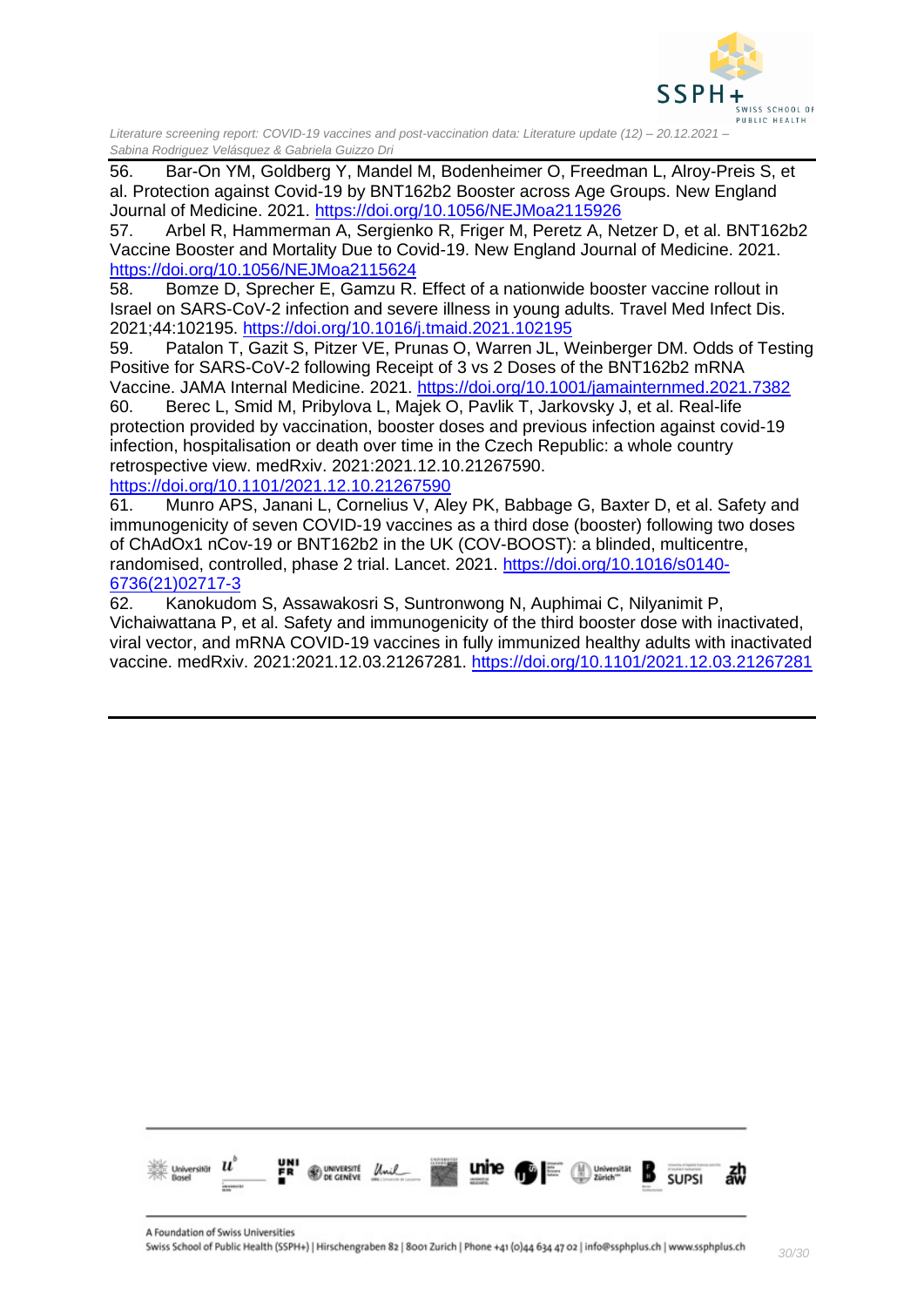56. Bar-On YM, Goldberg Y, Mandel M, Bodenheimer O, Freedman L, Alroy-Preis S, et al. Protection against Covid-19 by BNT162b2 Booster across Age Groups. New England Journal of Medicine. 2021. https://doi.org/10.1056/NEJMoa2115926

57. Arbel R, Hammerman A, Sergienko R, Friger M, Peretz A, Netzer D, et al. BNT162b2 Vaccine Booster and Mortality Due to Covid-19. New England Journal of Medicine. 2021. https://doi.org/10.1056/NEJMoa2115624

58. Bomze D, Sprecher E, Gamzu R. Effect of a nationwide booster vaccine rollout in Israel on SARS-CoV-2 infection and severe illness in young adults. Travel Med Infect Dis. 2021;44:102195. https://doi.org/10.1016/j.tmaid.2021.102195

59. Patalon T, Gazit S, Pitzer VE, Prunas O, Warren JL, Weinberger DM. Odds of Testing Positive for SARS-CoV-2 following Receipt of 3 vs 2 Doses of the BNT162b2 mRNA Vaccine. JAMA Internal Medicine. 2021. https://doi.org/10.1001/jamainternmed.2021.7382

60. Berec L, Smid M, Pribylova L, Majek O, Pavlik T, Jarkovsky J, et al. Real-life protection provided by vaccination, booster doses and previous infection against covid-19 infection, hospitalisation or death over time in the Czech Republic: a whole country retrospective view. medRxiv. 2021:2021.12.10.21267590. https://doi.org/10.1101/2021.12.10.21267590

61. Munro APS, Janani L, Cornelius V, Aley PK, Babbage G, Baxter D, et al. Safety and immunogenicity of seven COVID-19 vaccines as a third dose (booster) following two doses of ChAdOx1 nCov-19 or BNT162b2 in the UK (COV-BOOST): a blinded, multicentre, randomised, controlled, phase 2 trial. Lancet. 2021. https://doi.org/10.1016/s0140-6736(21)02717-3

62. Kanokudom S, Assawakosri S, Suntronwong N, Auphimai C, Nilyanimit P, Vichaiwattana P, et al. Safety and immunogenicity of the third booster dose with inactivated, viral vector, and mRNA COVID-19 vaccines in fully immunized healthy adults with inactivated vaccine. medRxiv. 2021:2021.12.03.21267281. https://doi.org/10.1101/2021.12.03.21267281